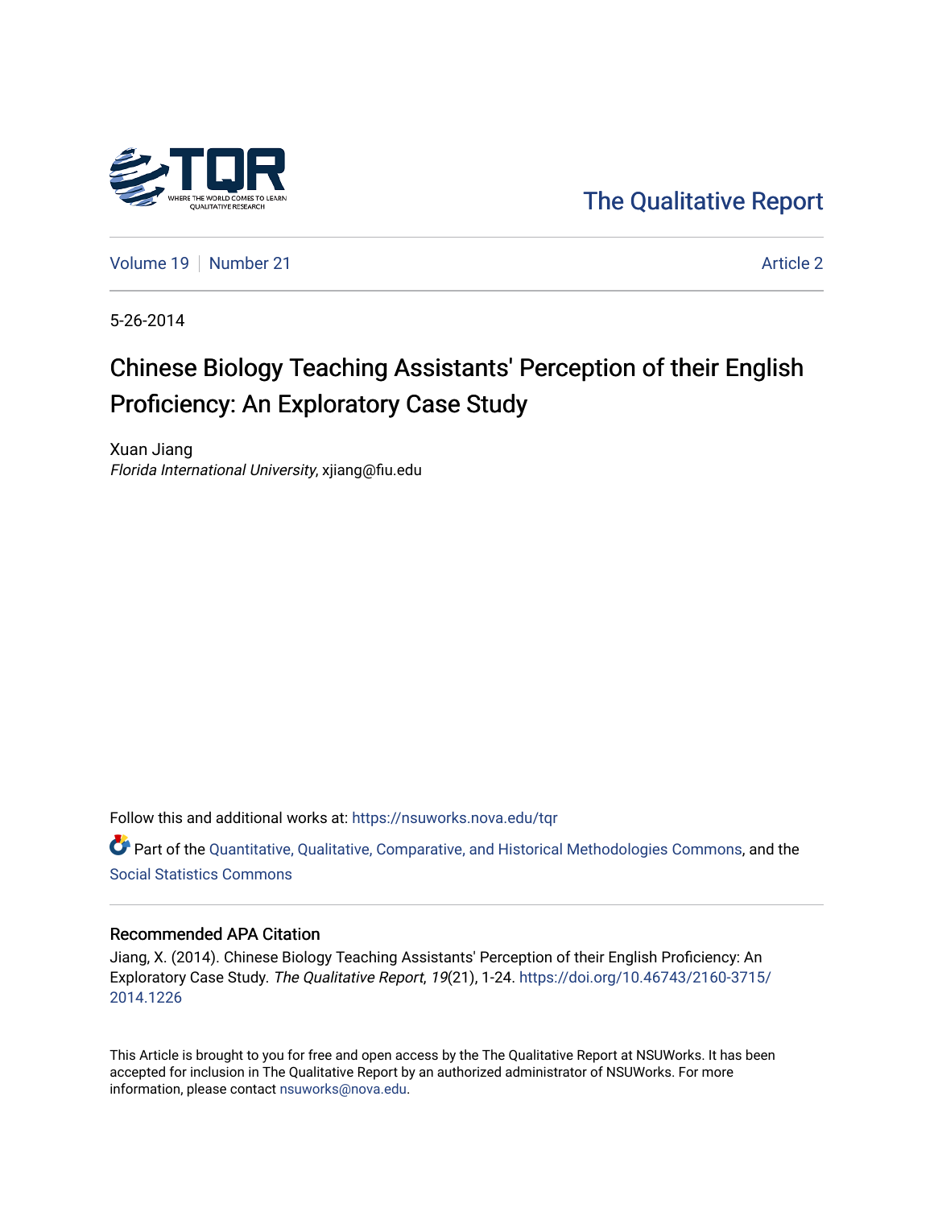The Qualitative Report

Volume 19 | Number 21 | Article 2

5-26-2014

# Chinese Biology Teaching Assistants' Perception of their English Proficiency: An Exploratory Case Study

Xuan Jiang
*Florida International University*, xjiang@fiu.edu

Follow this and additional works at: https://nsuworks.nova.edu/tqr

Part of the Quantitative, Qualitative, Comparative, and Historical Methodologies Commons, and the Social Statistics Commons

## Recommended APA Citation

Jiang, X. (2014). Chinese Biology Teaching Assistants' Perception of their English Proficiency: An Exploratory Case Study. *The Qualitative Report*, *19*(21), 1-24. https://doi.org/10.46743/2160-3715/2014.1226

This Article is brought to you for free and open access by the The Qualitative Report at NSUWorks. It has been accepted for inclusion in The Qualitative Report by an authorized administrator of NSUWorks. For more information, please contact nsuworks@nova.edu.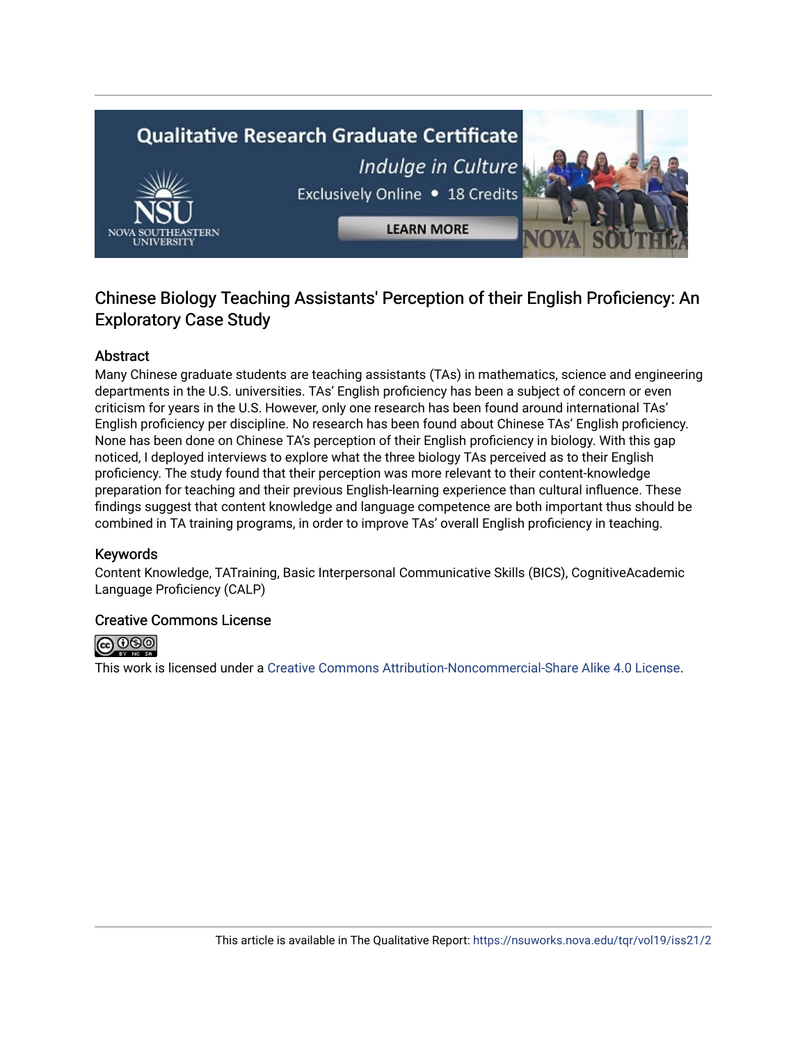## Chinese Biology Teaching Assistants' Perception of their English Proficiency: An Exploratory Case Study

### Abstract

Many Chinese graduate students are teaching assistants (TAs) in mathematics, science and engineering departments in the U.S. universities. TAs' English proficiency has been a subject of concern or even criticism for years in the U.S. However, only one research has been found around international TAs' English proficiency per discipline. No research has been found about Chinese TAs' English proficiency. None has been done on Chinese TA's perception of their English proficiency in biology. With this gap noticed, I deployed interviews to explore what the three biology TAs perceived as to their English proficiency. The study found that their perception was more relevant to their content-knowledge preparation for teaching and their previous English-learning experience than cultural influence. These findings suggest that content knowledge and language competence are both important thus should be combined in TA training programs, in order to improve TAs' overall English proficiency in teaching.

### Keywords

Content Knowledge, TATraining, Basic Interpersonal Communicative Skills (BICS), CognitiveAcademic Language Proficiency (CALP)

### Creative Commons License

This work is licensed under a Creative Commons Attribution-Noncommercial-Share Alike 4.0 License.

This article is available in The Qualitative Report: https://nsuworks.nova.edu/tqr/vol19/iss21/2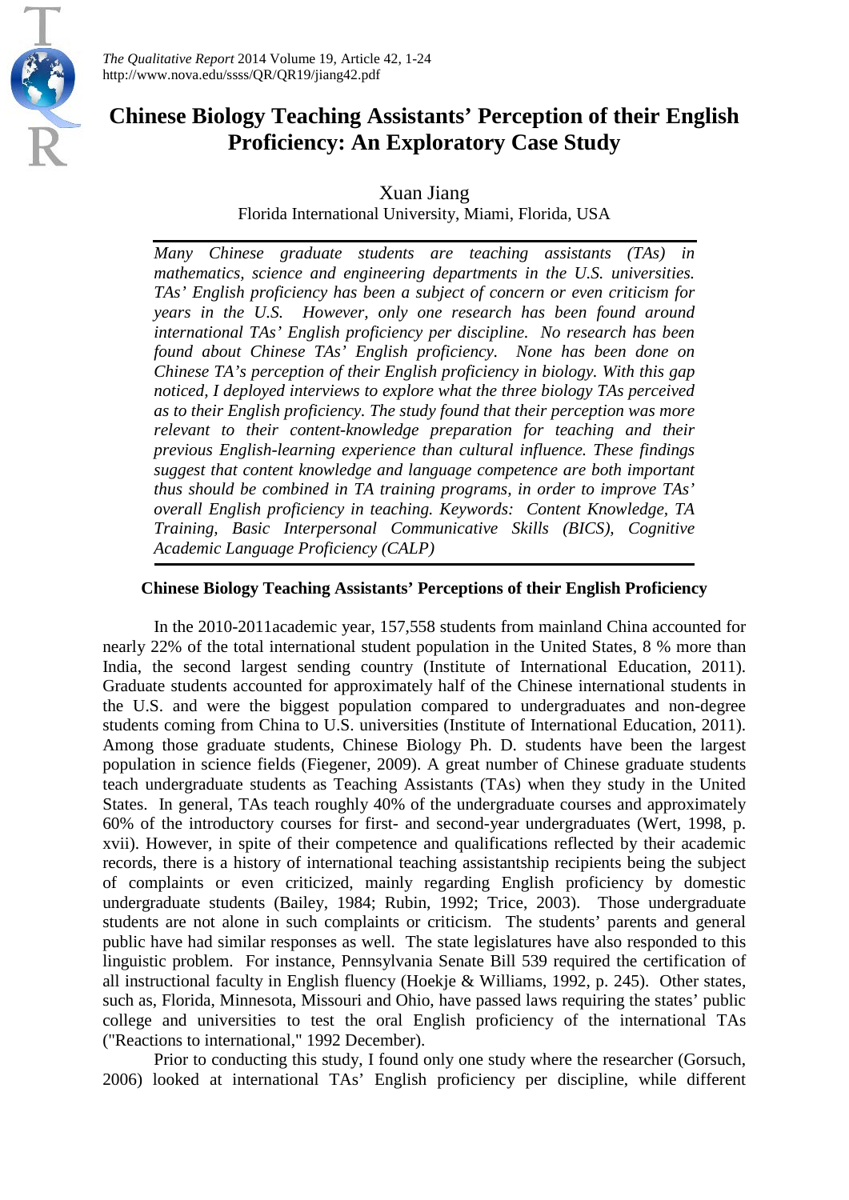# Chinese Biology Teaching Assistants' Perception of their English Proficiency: An Exploratory Case Study

Xuan Jiang

Florida International University, Miami, Florida, USA

*Many Chinese graduate students are teaching assistants (TAs) in mathematics, science and engineering departments in the U.S. universities. TAs' English proficiency has been a subject of concern or even criticism for years in the U.S. However, only one research has been found around international TAs' English proficiency per discipline. No research has been found about Chinese TAs' English proficiency. None has been done on Chinese TA's perception of their English proficiency in biology. With this gap noticed, I deployed interviews to explore what the three biology TAs perceived as to their English proficiency. The study found that their perception was more relevant to their content-knowledge preparation for teaching and their previous English-learning experience than cultural influence. These findings suggest that content knowledge and language competence are both important thus should be combined in TA training programs, in order to improve TAs' overall English proficiency in teaching. Keywords: Content Knowledge, TA Training, Basic Interpersonal Communicative Skills (BICS), Cognitive Academic Language Proficiency (CALP)*

## Chinese Biology Teaching Assistants' Perceptions of their English Proficiency

In the 2010-2011academic year, 157,558 students from mainland China accounted for nearly 22% of the total international student population in the United States, 8 % more than India, the second largest sending country (Institute of International Education, 2011). Graduate students accounted for approximately half of the Chinese international students in the U.S. and were the biggest population compared to undergraduates and non-degree students coming from China to U.S. universities (Institute of International Education, 2011). Among those graduate students, Chinese Biology Ph. D. students have been the largest population in science fields (Fiegener, 2009). A great number of Chinese graduate students teach undergraduate students as Teaching Assistants (TAs) when they study in the United States. In general, TAs teach roughly 40% of the undergraduate courses and approximately 60% of the introductory courses for first- and second-year undergraduates (Wert, 1998, p. xvii). However, in spite of their competence and qualifications reflected by their academic records, there is a history of international teaching assistantship recipients being the subject of complaints or even criticized, mainly regarding English proficiency by domestic undergraduate students (Bailey, 1984; Rubin, 1992; Trice, 2003). Those undergraduate students are not alone in such complaints or criticism. The students' parents and general public have had similar responses as well. The state legislatures have also responded to this linguistic problem. For instance, Pennsylvania Senate Bill 539 required the certification of all instructional faculty in English fluency (Hoekje & Williams, 1992, p. 245). Other states, such as, Florida, Minnesota, Missouri and Ohio, have passed laws requiring the states' public college and universities to test the oral English proficiency of the international TAs ("Reactions to international," 1992 December).

Prior to conducting this study, I found only one study where the researcher (Gorsuch, 2006) looked at international TAs' English proficiency per discipline, while different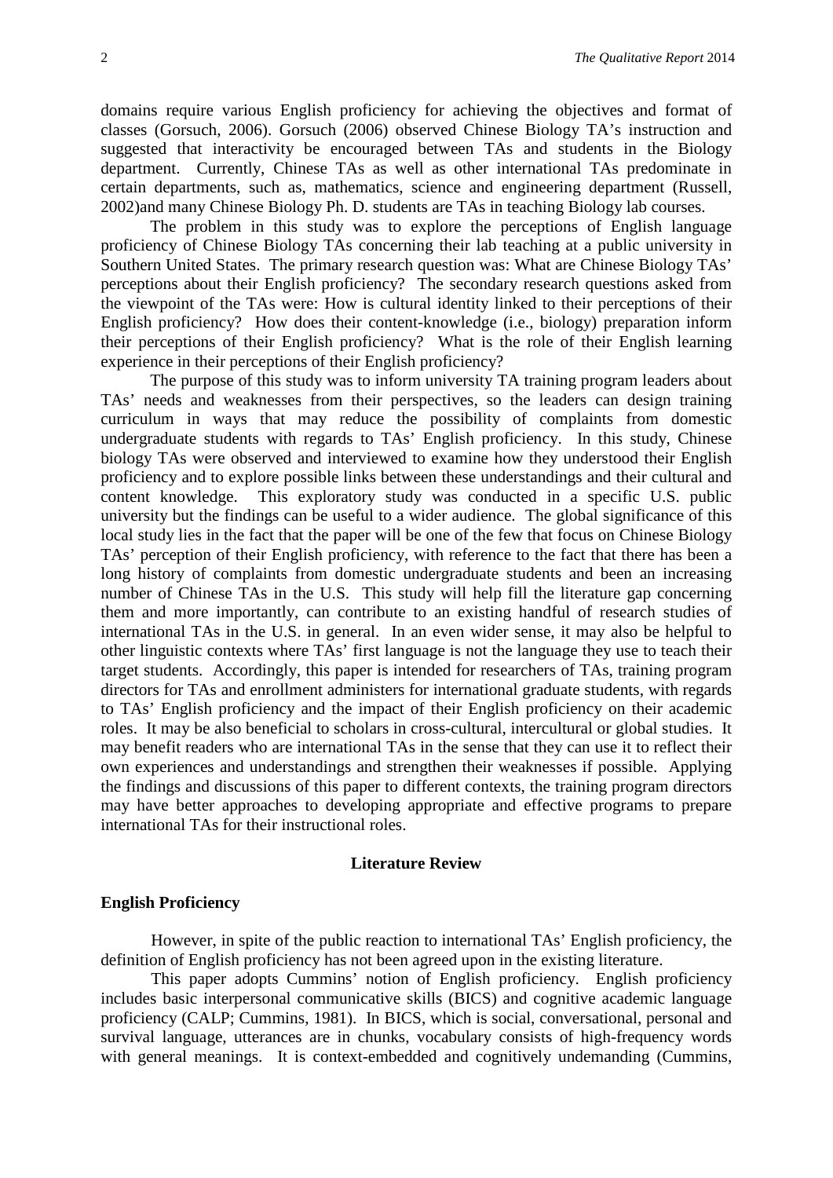domains require various English proficiency for achieving the objectives and format of classes (Gorsuch, 2006). Gorsuch (2006) observed Chinese Biology TA's instruction and suggested that interactivity be encouraged between TAs and students in the Biology department. Currently, Chinese TAs as well as other international TAs predominate in certain departments, such as, mathematics, science and engineering department (Russell, 2002)and many Chinese Biology Ph. D. students are TAs in teaching Biology lab courses.

The problem in this study was to explore the perceptions of English language proficiency of Chinese Biology TAs concerning their lab teaching at a public university in Southern United States. The primary research question was: What are Chinese Biology TAs' perceptions about their English proficiency? The secondary research questions asked from the viewpoint of the TAs were: How is cultural identity linked to their perceptions of their English proficiency? How does their content-knowledge (i.e., biology) preparation inform their perceptions of their English proficiency? What is the role of their English learning experience in their perceptions of their English proficiency?

The purpose of this study was to inform university TA training program leaders about TAs' needs and weaknesses from their perspectives, so the leaders can design training curriculum in ways that may reduce the possibility of complaints from domestic undergraduate students with regards to TAs' English proficiency. In this study, Chinese biology TAs were observed and interviewed to examine how they understood their English proficiency and to explore possible links between these understandings and their cultural and content knowledge. This exploratory study was conducted in a specific U.S. public university but the findings can be useful to a wider audience. The global significance of this local study lies in the fact that the paper will be one of the few that focus on Chinese Biology TAs' perception of their English proficiency, with reference to the fact that there has been a long history of complaints from domestic undergraduate students and been an increasing number of Chinese TAs in the U.S. This study will help fill the literature gap concerning them and more importantly, can contribute to an existing handful of research studies of international TAs in the U.S. in general. In an even wider sense, it may also be helpful to other linguistic contexts where TAs' first language is not the language they use to teach their target students. Accordingly, this paper is intended for researchers of TAs, training program directors for TAs and enrollment administers for international graduate students, with regards to TAs' English proficiency and the impact of their English proficiency on their academic roles. It may be also beneficial to scholars in cross-cultural, intercultural or global studies. It may benefit readers who are international TAs in the sense that they can use it to reflect their own experiences and understandings and strengthen their weaknesses if possible. Applying the findings and discussions of this paper to different contexts, the training program directors may have better approaches to developing appropriate and effective programs to prepare international TAs for their instructional roles.

## Literature Review

### English Proficiency

However, in spite of the public reaction to international TAs' English proficiency, the definition of English proficiency has not been agreed upon in the existing literature.

This paper adopts Cummins' notion of English proficiency. English proficiency includes basic interpersonal communicative skills (BICS) and cognitive academic language proficiency (CALP; Cummins, 1981). In BICS, which is social, conversational, personal and survival language, utterances are in chunks, vocabulary consists of high-frequency words with general meanings. It is context-embedded and cognitively undemanding (Cummins,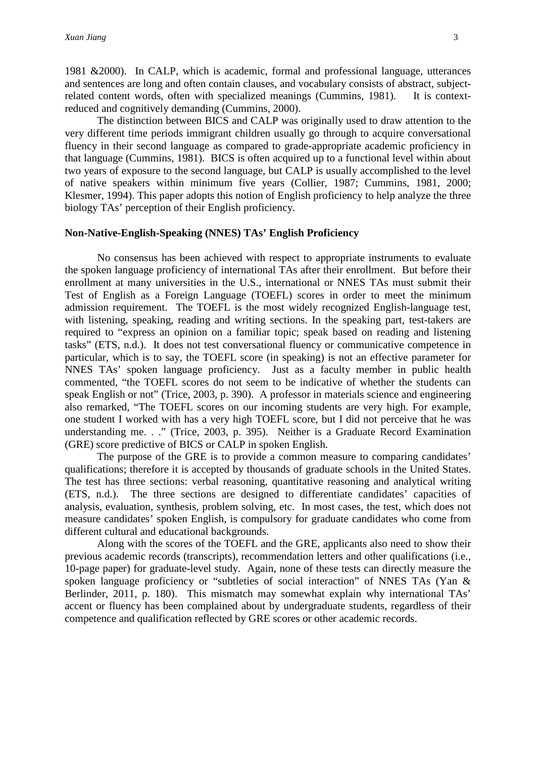1981 &2000). In CALP, which is academic, formal and professional language, utterances and sentences are long and often contain clauses, and vocabulary consists of abstract, subject-related content words, often with specialized meanings (Cummins, 1981). It is context-reduced and cognitively demanding (Cummins, 2000).

The distinction between BICS and CALP was originally used to draw attention to the very different time periods immigrant children usually go through to acquire conversational fluency in their second language as compared to grade-appropriate academic proficiency in that language (Cummins, 1981). BICS is often acquired up to a functional level within about two years of exposure to the second language, but CALP is usually accomplished to the level of native speakers within minimum five years (Collier, 1987; Cummins, 1981, 2000; Klesmer, 1994). This paper adopts this notion of English proficiency to help analyze the three biology TAs' perception of their English proficiency.

### Non-Native-English-Speaking (NNES) TAs' English Proficiency

No consensus has been achieved with respect to appropriate instruments to evaluate the spoken language proficiency of international TAs after their enrollment. But before their enrollment at many universities in the U.S., international or NNES TAs must submit their Test of English as a Foreign Language (TOEFL) scores in order to meet the minimum admission requirement. The TOEFL is the most widely recognized English-language test, with listening, speaking, reading and writing sections. In the speaking part, test-takers are required to "express an opinion on a familiar topic; speak based on reading and listening tasks" (ETS, n.d.). It does not test conversational fluency or communicative competence in particular, which is to say, the TOEFL score (in speaking) is not an effective parameter for NNES TAs' spoken language proficiency. Just as a faculty member in public health commented, "the TOEFL scores do not seem to be indicative of whether the students can speak English or not" (Trice, 2003, p. 390). A professor in materials science and engineering also remarked, "The TOEFL scores on our incoming students are very high. For example, one student I worked with has a very high TOEFL score, but I did not perceive that he was understanding me. . ." (Trice, 2003, p. 395). Neither is a Graduate Record Examination (GRE) score predictive of BICS or CALP in spoken English.

The purpose of the GRE is to provide a common measure to comparing candidates' qualifications; therefore it is accepted by thousands of graduate schools in the United States. The test has three sections: verbal reasoning, quantitative reasoning and analytical writing (ETS, n.d.). The three sections are designed to differentiate candidates' capacities of analysis, evaluation, synthesis, problem solving, etc. In most cases, the test, which does not measure candidates' spoken English, is compulsory for graduate candidates who come from different cultural and educational backgrounds.

Along with the scores of the TOEFL and the GRE, applicants also need to show their previous academic records (transcripts), recommendation letters and other qualifications (i.e., 10-page paper) for graduate-level study. Again, none of these tests can directly measure the spoken language proficiency or "subtleties of social interaction" of NNES TAs (Yan & Berlinder, 2011, p. 180). This mismatch may somewhat explain why international TAs' accent or fluency has been complained about by undergraduate students, regardless of their competence and qualification reflected by GRE scores or other academic records.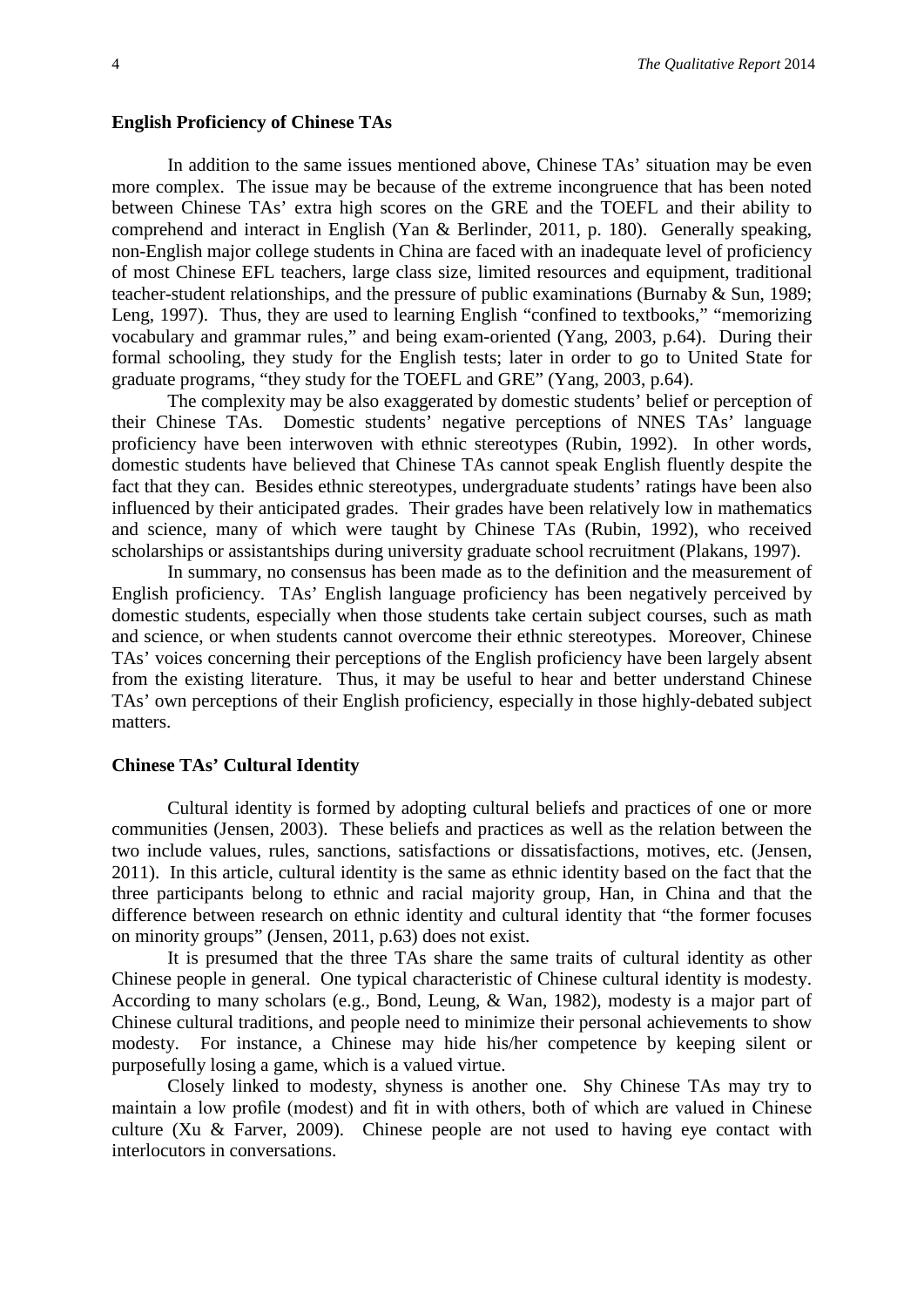**English Proficiency of Chinese TAs**

In addition to the same issues mentioned above, Chinese TAs' situation may be even more complex. The issue may be because of the extreme incongruence that has been noted between Chinese TAs' extra high scores on the GRE and the TOEFL and their ability to comprehend and interact in English (Yan & Berlinder, 2011, p. 180). Generally speaking, non-English major college students in China are faced with an inadequate level of proficiency of most Chinese EFL teachers, large class size, limited resources and equipment, traditional teacher-student relationships, and the pressure of public examinations (Burnaby & Sun, 1989; Leng, 1997). Thus, they are used to learning English "confined to textbooks," "memorizing vocabulary and grammar rules," and being exam-oriented (Yang, 2003, p.64). During their formal schooling, they study for the English tests; later in order to go to United State for graduate programs, "they study for the TOEFL and GRE" (Yang, 2003, p.64).

The complexity may be also exaggerated by domestic students' belief or perception of their Chinese TAs. Domestic students' negative perceptions of NNES TAs' language proficiency have been interwoven with ethnic stereotypes (Rubin, 1992). In other words, domestic students have believed that Chinese TAs cannot speak English fluently despite the fact that they can. Besides ethnic stereotypes, undergraduate students' ratings have been also influenced by their anticipated grades. Their grades have been relatively low in mathematics and science, many of which were taught by Chinese TAs (Rubin, 1992), who received scholarships or assistantships during university graduate school recruitment (Plakans, 1997).

In summary, no consensus has been made as to the definition and the measurement of English proficiency. TAs' English language proficiency has been negatively perceived by domestic students, especially when those students take certain subject courses, such as math and science, or when students cannot overcome their ethnic stereotypes. Moreover, Chinese TAs' voices concerning their perceptions of the English proficiency have been largely absent from the existing literature. Thus, it may be useful to hear and better understand Chinese TAs' own perceptions of their English proficiency, especially in those highly-debated subject matters.

**Chinese TAs' Cultural Identity**

Cultural identity is formed by adopting cultural beliefs and practices of one or more communities (Jensen, 2003). These beliefs and practices as well as the relation between the two include values, rules, sanctions, satisfactions or dissatisfactions, motives, etc. (Jensen, 2011). In this article, cultural identity is the same as ethnic identity based on the fact that the three participants belong to ethnic and racial majority group, Han, in China and that the difference between research on ethnic identity and cultural identity that "the former focuses on minority groups" (Jensen, 2011, p.63) does not exist.

It is presumed that the three TAs share the same traits of cultural identity as other Chinese people in general. One typical characteristic of Chinese cultural identity is modesty. According to many scholars (e.g., Bond, Leung, & Wan, 1982), modesty is a major part of Chinese cultural traditions, and people need to minimize their personal achievements to show modesty. For instance, a Chinese may hide his/her competence by keeping silent or purposefully losing a game, which is a valued virtue.

Closely linked to modesty, shyness is another one. Shy Chinese TAs may try to maintain a low profile (modest) and fit in with others, both of which are valued in Chinese culture (Xu & Farver, 2009). Chinese people are not used to having eye contact with interlocutors in conversations.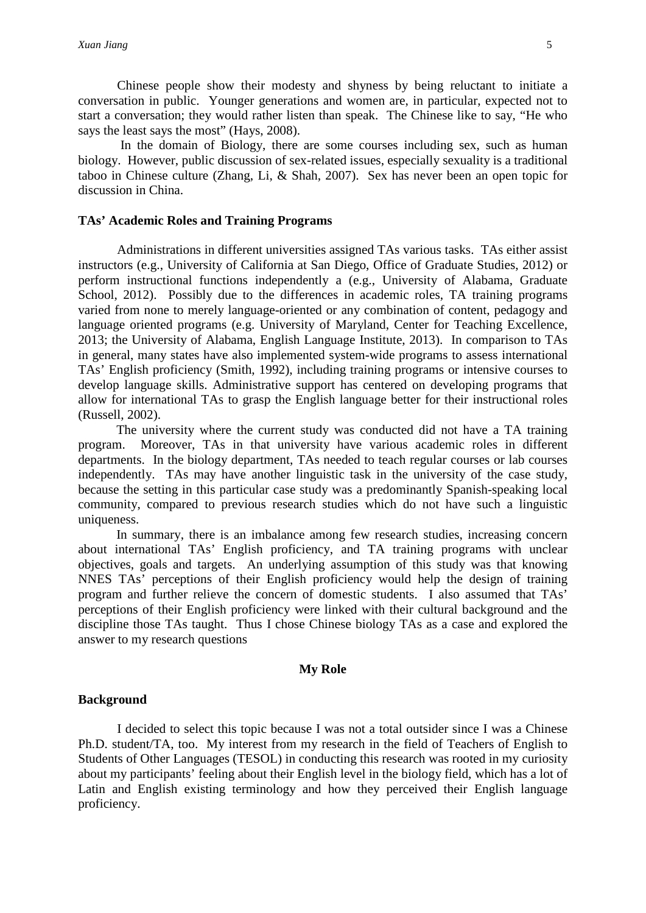Chinese people show their modesty and shyness by being reluctant to initiate a conversation in public. Younger generations and women are, in particular, expected not to start a conversation; they would rather listen than speak. The Chinese like to say, "He who says the least says the most" (Hays, 2008).

In the domain of Biology, there are some courses including sex, such as human biology. However, public discussion of sex-related issues, especially sexuality is a traditional taboo in Chinese culture (Zhang, Li, & Shah, 2007). Sex has never been an open topic for discussion in China.

### TAs' Academic Roles and Training Programs

Administrations in different universities assigned TAs various tasks. TAs either assist instructors (e.g., University of California at San Diego, Office of Graduate Studies, 2012) or perform instructional functions independently a (e.g., University of Alabama, Graduate School, 2012). Possibly due to the differences in academic roles, TA training programs varied from none to merely language-oriented or any combination of content, pedagogy and language oriented programs (e.g. University of Maryland, Center for Teaching Excellence, 2013; the University of Alabama, English Language Institute, 2013). In comparison to TAs in general, many states have also implemented system-wide programs to assess international TAs' English proficiency (Smith, 1992), including training programs or intensive courses to develop language skills. Administrative support has centered on developing programs that allow for international TAs to grasp the English language better for their instructional roles (Russell, 2002).

The university where the current study was conducted did not have a TA training program. Moreover, TAs in that university have various academic roles in different departments. In the biology department, TAs needed to teach regular courses or lab courses independently. TAs may have another linguistic task in the university of the case study, because the setting in this particular case study was a predominantly Spanish-speaking local community, compared to previous research studies which do not have such a linguistic uniqueness.

In summary, there is an imbalance among few research studies, increasing concern about international TAs' English proficiency, and TA training programs with unclear objectives, goals and targets. An underlying assumption of this study was that knowing NNES TAs' perceptions of their English proficiency would help the design of training program and further relieve the concern of domestic students. I also assumed that TAs' perceptions of their English proficiency were linked with their cultural background and the discipline those TAs taught. Thus I chose Chinese biology TAs as a case and explored the answer to my research questions

## My Role

### Background

I decided to select this topic because I was not a total outsider since I was a Chinese Ph.D. student/TA, too. My interest from my research in the field of Teachers of English to Students of Other Languages (TESOL) in conducting this research was rooted in my curiosity about my participants' feeling about their English level in the biology field, which has a lot of Latin and English existing terminology and how they perceived their English language proficiency.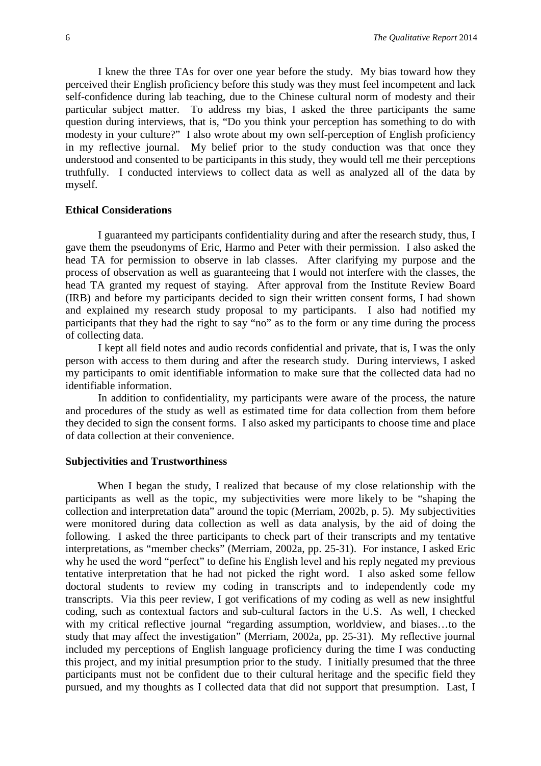I knew the three TAs for over one year before the study. My bias toward how they perceived their English proficiency before this study was they must feel incompetent and lack self-confidence during lab teaching, due to the Chinese cultural norm of modesty and their particular subject matter. To address my bias, I asked the three participants the same question during interviews, that is, "Do you think your perception has something to do with modesty in your culture?" I also wrote about my own self-perception of English proficiency in my reflective journal. My belief prior to the study conduction was that once they understood and consented to be participants in this study, they would tell me their perceptions truthfully. I conducted interviews to collect data as well as analyzed all of the data by myself.

### Ethical Considerations

I guaranteed my participants confidentiality during and after the research study, thus, I gave them the pseudonyms of Eric, Harmo and Peter with their permission. I also asked the head TA for permission to observe in lab classes. After clarifying my purpose and the process of observation as well as guaranteeing that I would not interfere with the classes, the head TA granted my request of staying. After approval from the Institute Review Board (IRB) and before my participants decided to sign their written consent forms, I had shown and explained my research study proposal to my participants. I also had notified my participants that they had the right to say "no" as to the form or any time during the process of collecting data.

I kept all field notes and audio records confidential and private, that is, I was the only person with access to them during and after the research study. During interviews, I asked my participants to omit identifiable information to make sure that the collected data had no identifiable information.

In addition to confidentiality, my participants were aware of the process, the nature and procedures of the study as well as estimated time for data collection from them before they decided to sign the consent forms. I also asked my participants to choose time and place of data collection at their convenience.

### Subjectivities and Trustworthiness

When I began the study, I realized that because of my close relationship with the participants as well as the topic, my subjectivities were more likely to be "shaping the collection and interpretation data" around the topic (Merriam, 2002b, p. 5). My subjectivities were monitored during data collection as well as data analysis, by the aid of doing the following. I asked the three participants to check part of their transcripts and my tentative interpretations, as "member checks" (Merriam, 2002a, pp. 25-31). For instance, I asked Eric why he used the word "perfect" to define his English level and his reply negated my previous tentative interpretation that he had not picked the right word. I also asked some fellow doctoral students to review my coding in transcripts and to independently code my transcripts. Via this peer review, I got verifications of my coding as well as new insightful coding, such as contextual factors and sub-cultural factors in the U.S. As well, I checked with my critical reflective journal "regarding assumption, worldview, and biases…to the study that may affect the investigation" (Merriam, 2002a, pp. 25-31). My reflective journal included my perceptions of English language proficiency during the time I was conducting this project, and my initial presumption prior to the study. I initially presumed that the three participants must not be confident due to their cultural heritage and the specific field they pursued, and my thoughts as I collected data that did not support that presumption. Last, I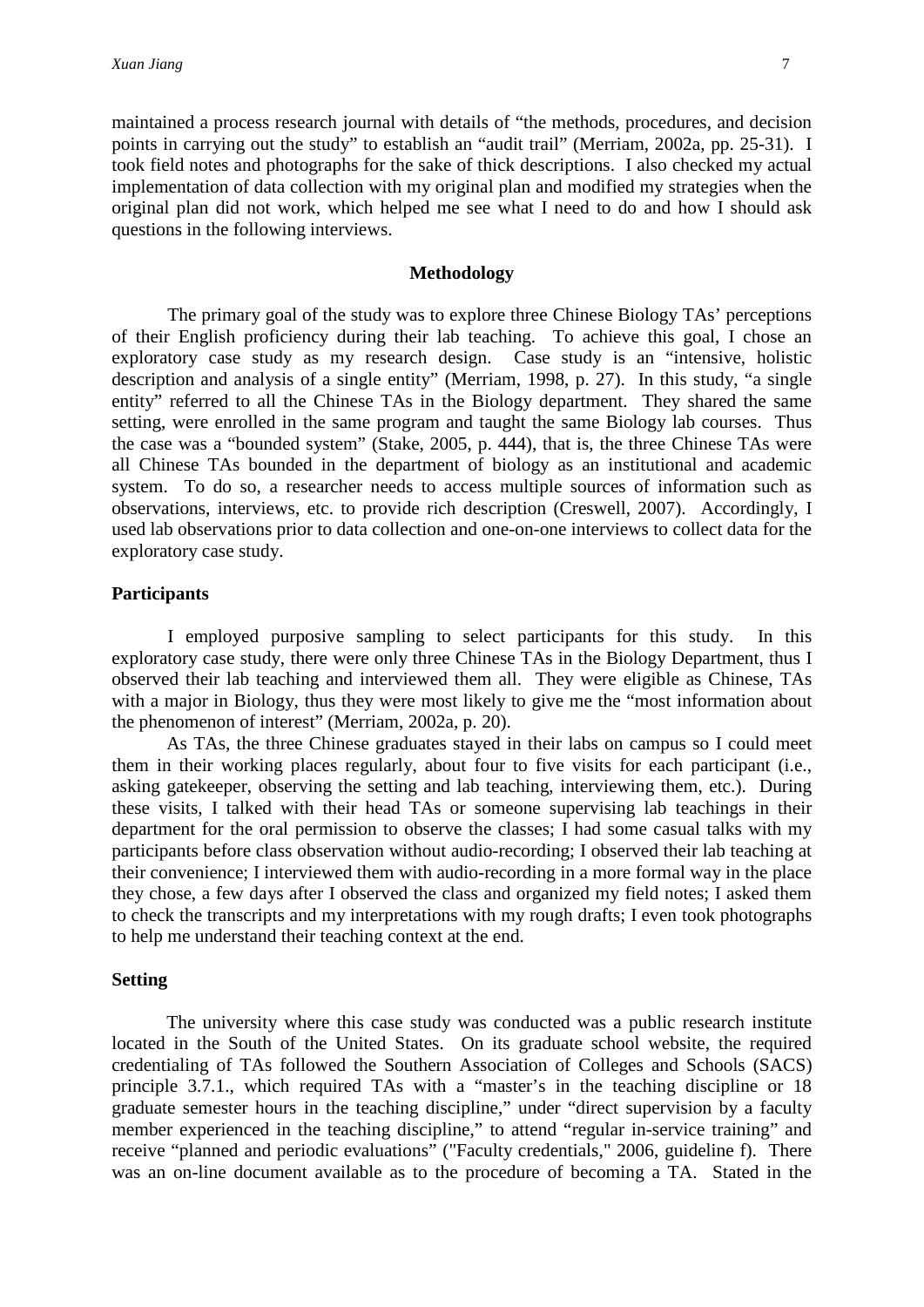maintained a process research journal with details of "the methods, procedures, and decision points in carrying out the study" to establish an "audit trail" (Merriam, 2002a, pp. 25-31). I took field notes and photographs for the sake of thick descriptions. I also checked my actual implementation of data collection with my original plan and modified my strategies when the original plan did not work, which helped me see what I need to do and how I should ask questions in the following interviews.

## Methodology

The primary goal of the study was to explore three Chinese Biology TAs' perceptions of their English proficiency during their lab teaching. To achieve this goal, I chose an exploratory case study as my research design. Case study is an "intensive, holistic description and analysis of a single entity" (Merriam, 1998, p. 27). In this study, "a single entity" referred to all the Chinese TAs in the Biology department. They shared the same setting, were enrolled in the same program and taught the same Biology lab courses. Thus the case was a "bounded system" (Stake, 2005, p. 444), that is, the three Chinese TAs were all Chinese TAs bounded in the department of biology as an institutional and academic system. To do so, a researcher needs to access multiple sources of information such as observations, interviews, etc. to provide rich description (Creswell, 2007). Accordingly, I used lab observations prior to data collection and one-on-one interviews to collect data for the exploratory case study.

### Participants

I employed purposive sampling to select participants for this study. In this exploratory case study, there were only three Chinese TAs in the Biology Department, thus I observed their lab teaching and interviewed them all. They were eligible as Chinese, TAs with a major in Biology, thus they were most likely to give me the "most information about the phenomenon of interest" (Merriam, 2002a, p. 20).

As TAs, the three Chinese graduates stayed in their labs on campus so I could meet them in their working places regularly, about four to five visits for each participant (i.e., asking gatekeeper, observing the setting and lab teaching, interviewing them, etc.). During these visits, I talked with their head TAs or someone supervising lab teachings in their department for the oral permission to observe the classes; I had some casual talks with my participants before class observation without audio-recording; I observed their lab teaching at their convenience; I interviewed them with audio-recording in a more formal way in the place they chose, a few days after I observed the class and organized my field notes; I asked them to check the transcripts and my interpretations with my rough drafts; I even took photographs to help me understand their teaching context at the end.

### Setting

The university where this case study was conducted was a public research institute located in the South of the United States. On its graduate school website, the required credentialing of TAs followed the Southern Association of Colleges and Schools (SACS) principle 3.7.1., which required TAs with a "master's in the teaching discipline or 18 graduate semester hours in the teaching discipline," under "direct supervision by a faculty member experienced in the teaching discipline," to attend "regular in-service training" and receive "planned and periodic evaluations" ("Faculty credentials," 2006, guideline f). There was an on-line document available as to the procedure of becoming a TA. Stated in the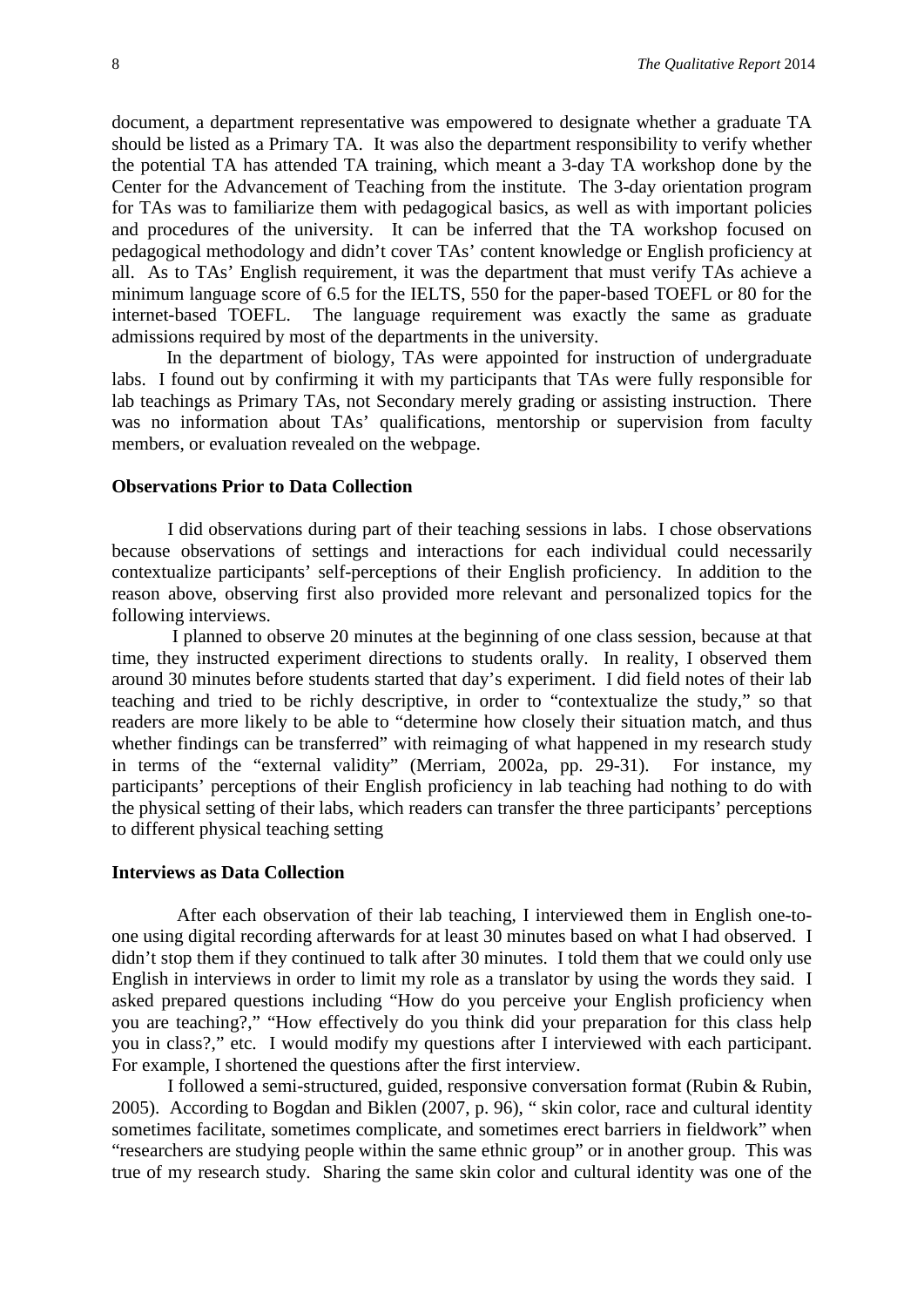document, a department representative was empowered to designate whether a graduate TA should be listed as a Primary TA. It was also the department responsibility to verify whether the potential TA has attended TA training, which meant a 3-day TA workshop done by the Center for the Advancement of Teaching from the institute. The 3-day orientation program for TAs was to familiarize them with pedagogical basics, as well as with important policies and procedures of the university. It can be inferred that the TA workshop focused on pedagogical methodology and didn't cover TAs' content knowledge or English proficiency at all. As to TAs' English requirement, it was the department that must verify TAs achieve a minimum language score of 6.5 for the IELTS, 550 for the paper-based TOEFL or 80 for the internet-based TOEFL. The language requirement was exactly the same as graduate admissions required by most of the departments in the university.

In the department of biology, TAs were appointed for instruction of undergraduate labs. I found out by confirming it with my participants that TAs were fully responsible for lab teachings as Primary TAs, not Secondary merely grading or assisting instruction. There was no information about TAs' qualifications, mentorship or supervision from faculty members, or evaluation revealed on the webpage.

### Observations Prior to Data Collection

I did observations during part of their teaching sessions in labs. I chose observations because observations of settings and interactions for each individual could necessarily contextualize participants' self-perceptions of their English proficiency. In addition to the reason above, observing first also provided more relevant and personalized topics for the following interviews.

I planned to observe 20 minutes at the beginning of one class session, because at that time, they instructed experiment directions to students orally. In reality, I observed them around 30 minutes before students started that day's experiment. I did field notes of their lab teaching and tried to be richly descriptive, in order to "contextualize the study," so that readers are more likely to be able to "determine how closely their situation match, and thus whether findings can be transferred" with reimaging of what happened in my research study in terms of the "external validity" (Merriam, 2002a, pp. 29-31). For instance, my participants' perceptions of their English proficiency in lab teaching had nothing to do with the physical setting of their labs, which readers can transfer the three participants' perceptions to different physical teaching setting

### Interviews as Data Collection

After each observation of their lab teaching, I interviewed them in English one-to-one using digital recording afterwards for at least 30 minutes based on what I had observed. I didn't stop them if they continued to talk after 30 minutes. I told them that we could only use English in interviews in order to limit my role as a translator by using the words they said. I asked prepared questions including "How do you perceive your English proficiency when you are teaching?," "How effectively do you think did your preparation for this class help you in class?," etc. I would modify my questions after I interviewed with each participant. For example, I shortened the questions after the first interview.

I followed a semi-structured, guided, responsive conversation format (Rubin & Rubin, 2005). According to Bogdan and Biklen (2007, p. 96), " skin color, race and cultural identity sometimes facilitate, sometimes complicate, and sometimes erect barriers in fieldwork" when "researchers are studying people within the same ethnic group" or in another group. This was true of my research study. Sharing the same skin color and cultural identity was one of the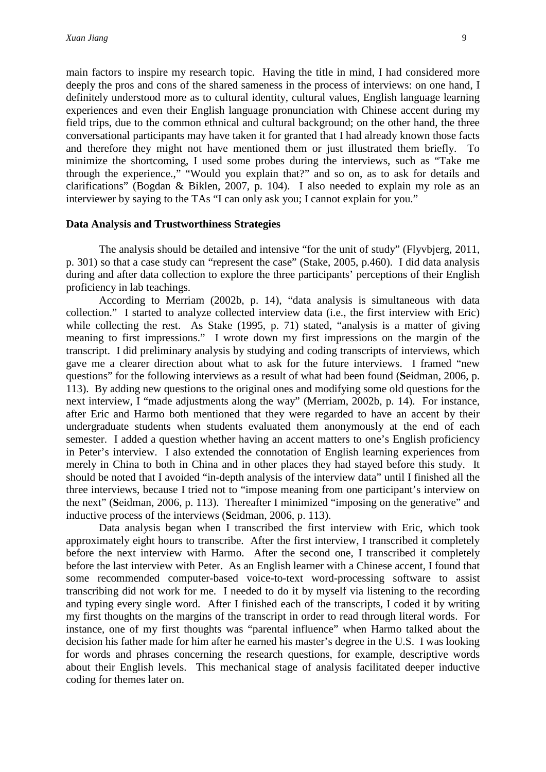main factors to inspire my research topic. Having the title in mind, I had considered more deeply the pros and cons of the shared sameness in the process of interviews: on one hand, I definitely understood more as to cultural identity, cultural values, English language learning experiences and even their English language pronunciation with Chinese accent during my field trips, due to the common ethnical and cultural background; on the other hand, the three conversational participants may have taken it for granted that I had already known those facts and therefore they might not have mentioned them or just illustrated them briefly. To minimize the shortcoming, I used some probes during the interviews, such as "Take me through the experience.," "Would you explain that?" and so on, as to ask for details and clarifications" (Bogdan & Biklen, 2007, p. 104). I also needed to explain my role as an interviewer by saying to the TAs "I can only ask you; I cannot explain for you."

**Data Analysis and Trustworthiness Strategies**

The analysis should be detailed and intensive "for the unit of study" (Flyvbjerg, 2011, p. 301) so that a case study can "represent the case" (Stake, 2005, p.460). I did data analysis during and after data collection to explore the three participants' perceptions of their English proficiency in lab teachings.

According to Merriam (2002b, p. 14), "data analysis is simultaneous with data collection." I started to analyze collected interview data (i.e., the first interview with Eric) while collecting the rest. As Stake (1995, p. 71) stated, "analysis is a matter of giving meaning to first impressions." I wrote down my first impressions on the margin of the transcript. I did preliminary analysis by studying and coding transcripts of interviews, which gave me a clearer direction about what to ask for the future interviews. I framed "new questions" for the following interviews as a result of what had been found (**S**eidman, 2006, p. 113). By adding new questions to the original ones and modifying some old questions for the next interview, I "made adjustments along the way" (Merriam, 2002b, p. 14). For instance, after Eric and Harmo both mentioned that they were regarded to have an accent by their undergraduate students when students evaluated them anonymously at the end of each semester. I added a question whether having an accent matters to one's English proficiency in Peter's interview. I also extended the connotation of English learning experiences from merely in China to both in China and in other places they had stayed before this study. It should be noted that I avoided "in-depth analysis of the interview data" until I finished all the three interviews, because I tried not to "impose meaning from one participant's interview on the next" (**S**eidman, 2006, p. 113). Thereafter I minimized "imposing on the generative" and inductive process of the interviews (**S**eidman, 2006, p. 113).

Data analysis began when I transcribed the first interview with Eric, which took approximately eight hours to transcribe. After the first interview, I transcribed it completely before the next interview with Harmo. After the second one, I transcribed it completely before the last interview with Peter. As an English learner with a Chinese accent, I found that some recommended computer-based voice-to-text word-processing software to assist transcribing did not work for me. I needed to do it by myself via listening to the recording and typing every single word. After I finished each of the transcripts, I coded it by writing my first thoughts on the margins of the transcript in order to read through literal words. For instance, one of my first thoughts was "parental influence" when Harmo talked about the decision his father made for him after he earned his master's degree in the U.S. I was looking for words and phrases concerning the research questions, for example, descriptive words about their English levels. This mechanical stage of analysis facilitated deeper inductive coding for themes later on.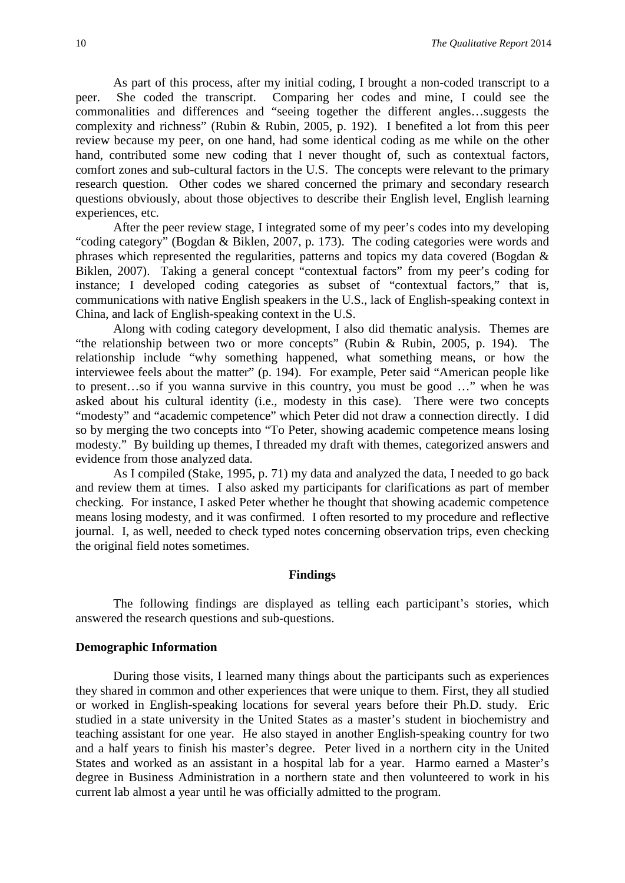As part of this process, after my initial coding, I brought a non-coded transcript to a peer. She coded the transcript. Comparing her codes and mine, I could see the commonalities and differences and "seeing together the different angles…suggests the complexity and richness" (Rubin & Rubin, 2005, p. 192). I benefited a lot from this peer review because my peer, on one hand, had some identical coding as me while on the other hand, contributed some new coding that I never thought of, such as contextual factors, comfort zones and sub-cultural factors in the U.S. The concepts were relevant to the primary research question. Other codes we shared concerned the primary and secondary research questions obviously, about those objectives to describe their English level, English learning experiences, etc.

After the peer review stage, I integrated some of my peer's codes into my developing "coding category" (Bogdan & Biklen, 2007, p. 173). The coding categories were words and phrases which represented the regularities, patterns and topics my data covered (Bogdan & Biklen, 2007). Taking a general concept "contextual factors" from my peer's coding for instance; I developed coding categories as subset of "contextual factors," that is, communications with native English speakers in the U.S., lack of English-speaking context in China, and lack of English-speaking context in the U.S.

Along with coding category development, I also did thematic analysis. Themes are "the relationship between two or more concepts" (Rubin & Rubin, 2005, p. 194). The relationship include "why something happened, what something means, or how the interviewee feels about the matter" (p. 194). For example, Peter said "American people like to present…so if you wanna survive in this country, you must be good …" when he was asked about his cultural identity (i.e., modesty in this case). There were two concepts "modesty" and "academic competence" which Peter did not draw a connection directly. I did so by merging the two concepts into "To Peter, showing academic competence means losing modesty." By building up themes, I threaded my draft with themes, categorized answers and evidence from those analyzed data.

As I compiled (Stake, 1995, p. 71) my data and analyzed the data, I needed to go back and review them at times. I also asked my participants for clarifications as part of member checking. For instance, I asked Peter whether he thought that showing academic competence means losing modesty, and it was confirmed. I often resorted to my procedure and reflective journal. I, as well, needed to check typed notes concerning observation trips, even checking the original field notes sometimes.

## Findings

The following findings are displayed as telling each participant's stories, which answered the research questions and sub-questions.

### Demographic Information

During those visits, I learned many things about the participants such as experiences they shared in common and other experiences that were unique to them. First, they all studied or worked in English-speaking locations for several years before their Ph.D. study. Eric studied in a state university in the United States as a master's student in biochemistry and teaching assistant for one year. He also stayed in another English-speaking country for two and a half years to finish his master's degree. Peter lived in a northern city in the United States and worked as an assistant in a hospital lab for a year. Harmo earned a Master's degree in Business Administration in a northern state and then volunteered to work in his current lab almost a year until he was officially admitted to the program.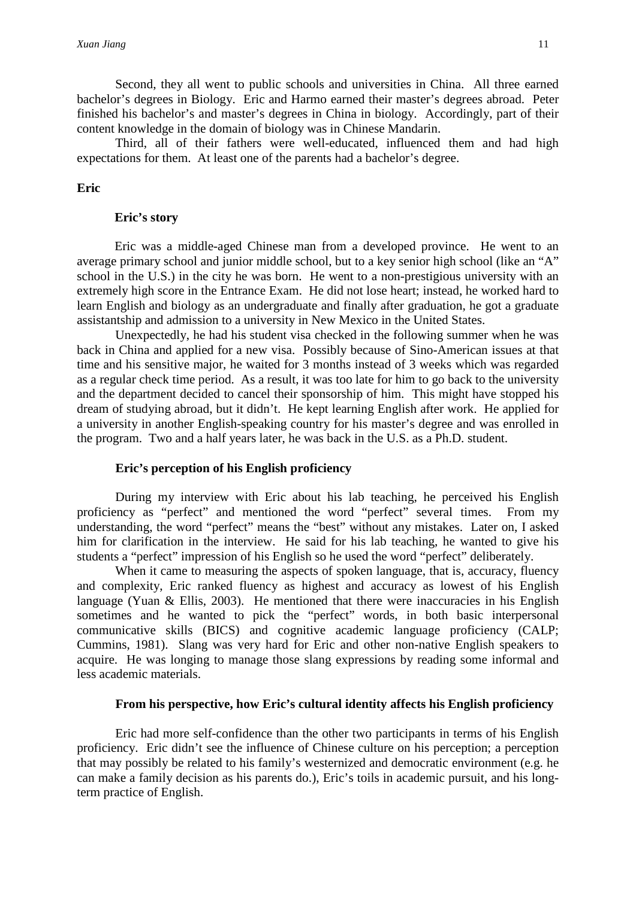Second, they all went to public schools and universities in China. All three earned bachelor's degrees in Biology. Eric and Harmo earned their master's degrees abroad. Peter finished his bachelor's and master's degrees in China in biology. Accordingly, part of their content knowledge in the domain of biology was in Chinese Mandarin.

Third, all of their fathers were well-educated, influenced them and had high expectations for them. At least one of the parents had a bachelor's degree.

## Eric

### Eric's story

Eric was a middle-aged Chinese man from a developed province. He went to an average primary school and junior middle school, but to a key senior high school (like an "A" school in the U.S.) in the city he was born. He went to a non-prestigious university with an extremely high score in the Entrance Exam. He did not lose heart; instead, he worked hard to learn English and biology as an undergraduate and finally after graduation, he got a graduate assistantship and admission to a university in New Mexico in the United States.

Unexpectedly, he had his student visa checked in the following summer when he was back in China and applied for a new visa. Possibly because of Sino-American issues at that time and his sensitive major, he waited for 3 months instead of 3 weeks which was regarded as a regular check time period. As a result, it was too late for him to go back to the university and the department decided to cancel their sponsorship of him. This might have stopped his dream of studying abroad, but it didn't. He kept learning English after work. He applied for a university in another English-speaking country for his master's degree and was enrolled in the program. Two and a half years later, he was back in the U.S. as a Ph.D. student.

### Eric's perception of his English proficiency

During my interview with Eric about his lab teaching, he perceived his English proficiency as "perfect" and mentioned the word "perfect" several times. From my understanding, the word "perfect" means the "best" without any mistakes. Later on, I asked him for clarification in the interview. He said for his lab teaching, he wanted to give his students a "perfect" impression of his English so he used the word "perfect" deliberately.

When it came to measuring the aspects of spoken language, that is, accuracy, fluency and complexity, Eric ranked fluency as highest and accuracy as lowest of his English language (Yuan & Ellis, 2003). He mentioned that there were inaccuracies in his English sometimes and he wanted to pick the "perfect" words, in both basic interpersonal communicative skills (BICS) and cognitive academic language proficiency (CALP; Cummins, 1981). Slang was very hard for Eric and other non-native English speakers to acquire. He was longing to manage those slang expressions by reading some informal and less academic materials.

### From his perspective, how Eric's cultural identity affects his English proficiency

Eric had more self-confidence than the other two participants in terms of his English proficiency. Eric didn't see the influence of Chinese culture on his perception; a perception that may possibly be related to his family's westernized and democratic environment (e.g. he can make a family decision as his parents do.), Eric's toils in academic pursuit, and his long-term practice of English.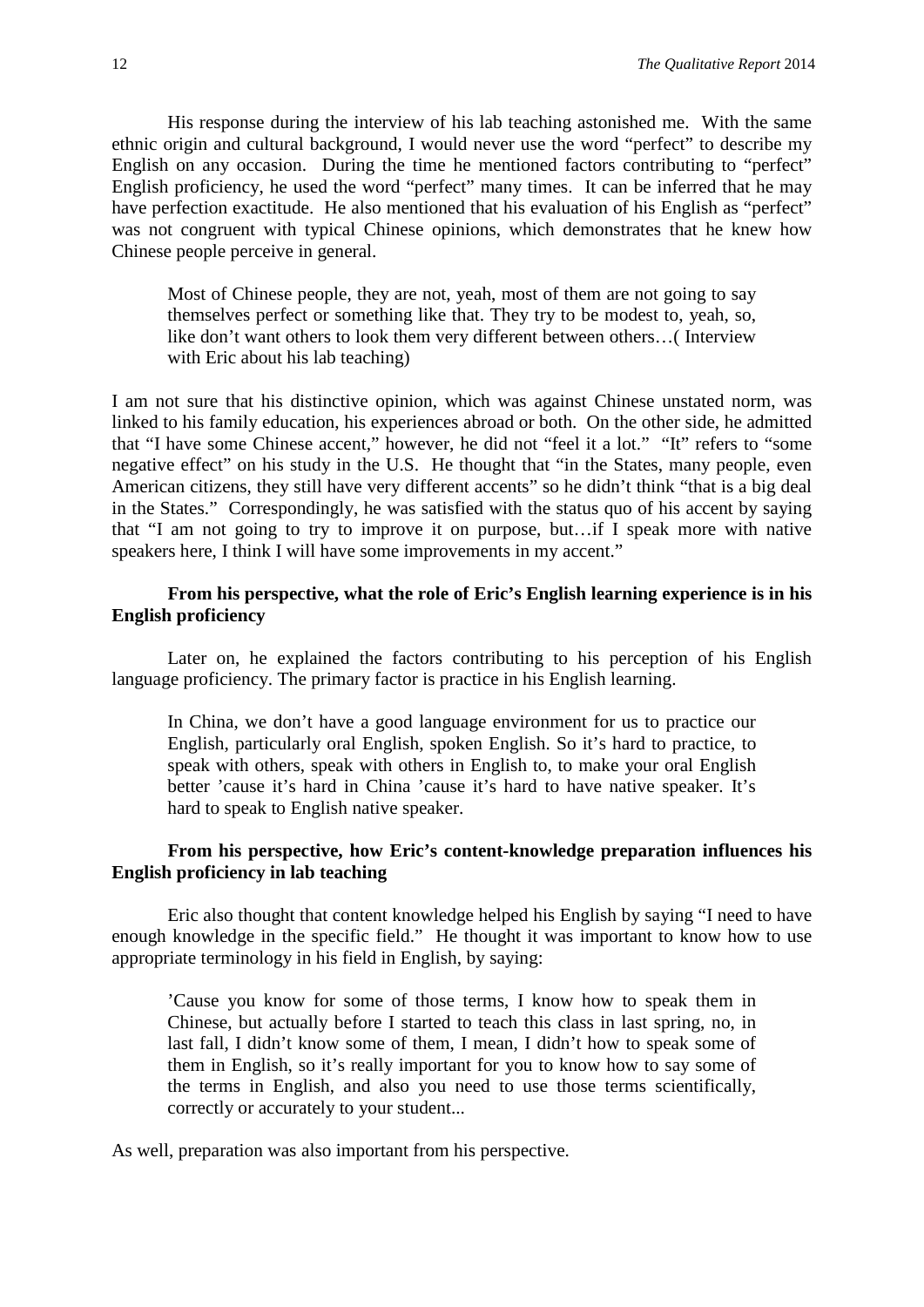His response during the interview of his lab teaching astonished me. With the same ethnic origin and cultural background, I would never use the word "perfect" to describe my English on any occasion. During the time he mentioned factors contributing to "perfect" English proficiency, he used the word "perfect" many times. It can be inferred that he may have perfection exactitude. He also mentioned that his evaluation of his English as "perfect" was not congruent with typical Chinese opinions, which demonstrates that he knew how Chinese people perceive in general.

> Most of Chinese people, they are not, yeah, most of them are not going to say themselves perfect or something like that. They try to be modest to, yeah, so, like don't want others to look them very different between others…( Interview with Eric about his lab teaching)

I am not sure that his distinctive opinion, which was against Chinese unstated norm, was linked to his family education, his experiences abroad or both. On the other side, he admitted that "I have some Chinese accent," however, he did not "feel it a lot." "It" refers to "some negative effect" on his study in the U.S. He thought that "in the States, many people, even American citizens, they still have very different accents" so he didn't think "that is a big deal in the States." Correspondingly, he was satisfied with the status quo of his accent by saying that "I am not going to try to improve it on purpose, but…if I speak more with native speakers here, I think I will have some improvements in my accent."

**From his perspective, what the role of Eric's English learning experience is in his English proficiency**

Later on, he explained the factors contributing to his perception of his English language proficiency. The primary factor is practice in his English learning.

> In China, we don't have a good language environment for us to practice our English, particularly oral English, spoken English. So it's hard to practice, to speak with others, speak with others in English to, to make your oral English better 'cause it's hard in China 'cause it's hard to have native speaker. It's hard to speak to English native speaker.

**From his perspective, how Eric's content-knowledge preparation influences his English proficiency in lab teaching**

Eric also thought that content knowledge helped his English by saying "I need to have enough knowledge in the specific field." He thought it was important to know how to use appropriate terminology in his field in English, by saying:

> 'Cause you know for some of those terms, I know how to speak them in Chinese, but actually before I started to teach this class in last spring, no, in last fall, I didn't know some of them, I mean, I didn't how to speak some of them in English, so it's really important for you to know how to say some of the terms in English, and also you need to use those terms scientifically, correctly or accurately to your student...

As well, preparation was also important from his perspective.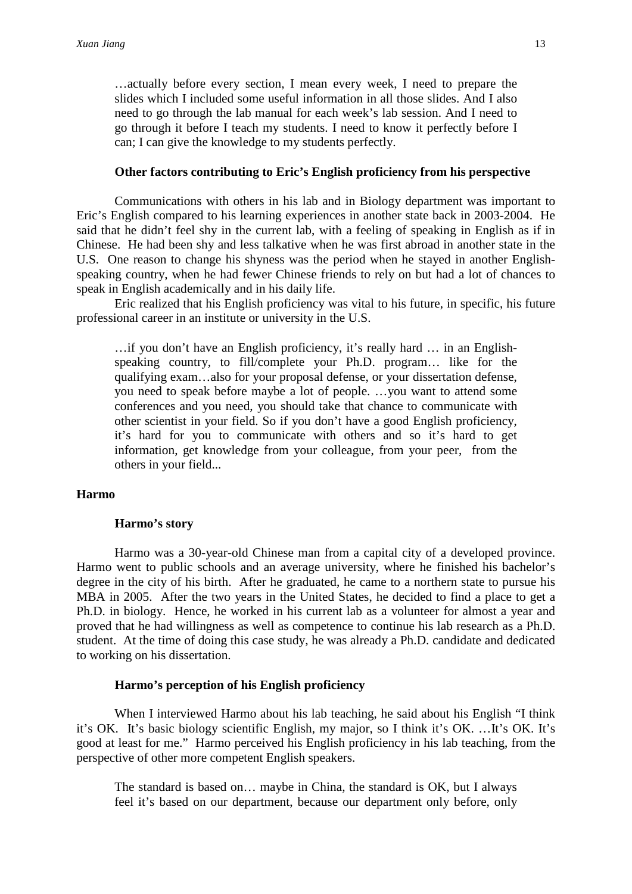> …actually before every section, I mean every week, I need to prepare the slides which I included some useful information in all those slides. And I also need to go through the lab manual for each week's lab session. And I need to go through it before I teach my students. I need to know it perfectly before I can; I can give the knowledge to my students perfectly.

### Other factors contributing to Eric's English proficiency from his perspective

Communications with others in his lab and in Biology department was important to Eric's English compared to his learning experiences in another state back in 2003-2004. He said that he didn't feel shy in the current lab, with a feeling of speaking in English as if in Chinese. He had been shy and less talkative when he was first abroad in another state in the U.S. One reason to change his shyness was the period when he stayed in another English-speaking country, when he had fewer Chinese friends to rely on but had a lot of chances to speak in English academically and in his daily life.

Eric realized that his English proficiency was vital to his future, in specific, his future professional career in an institute or university in the U.S.

> …if you don't have an English proficiency, it's really hard … in an English-speaking country, to fill/complete your Ph.D. program… like for the qualifying exam…also for your proposal defense, or your dissertation defense, you need to speak before maybe a lot of people. …you want to attend some conferences and you need, you should take that chance to communicate with other scientist in your field. So if you don't have a good English proficiency, it's hard for you to communicate with others and so it's hard to get information, get knowledge from your colleague, from your peer, from the others in your field...

## Harmo

### Harmo's story

Harmo was a 30-year-old Chinese man from a capital city of a developed province. Harmo went to public schools and an average university, where he finished his bachelor's degree in the city of his birth. After he graduated, he came to a northern state to pursue his MBA in 2005. After the two years in the United States, he decided to find a place to get a Ph.D. in biology. Hence, he worked in his current lab as a volunteer for almost a year and proved that he had willingness as well as competence to continue his lab research as a Ph.D. student. At the time of doing this case study, he was already a Ph.D. candidate and dedicated to working on his dissertation.

### Harmo's perception of his English proficiency

When I interviewed Harmo about his lab teaching, he said about his English "I think it's OK. It's basic biology scientific English, my major, so I think it's OK. …It's OK. It's good at least for me." Harmo perceived his English proficiency in his lab teaching, from the perspective of other more competent English speakers.

> The standard is based on… maybe in China, the standard is OK, but I always feel it's based on our department, because our department only before, only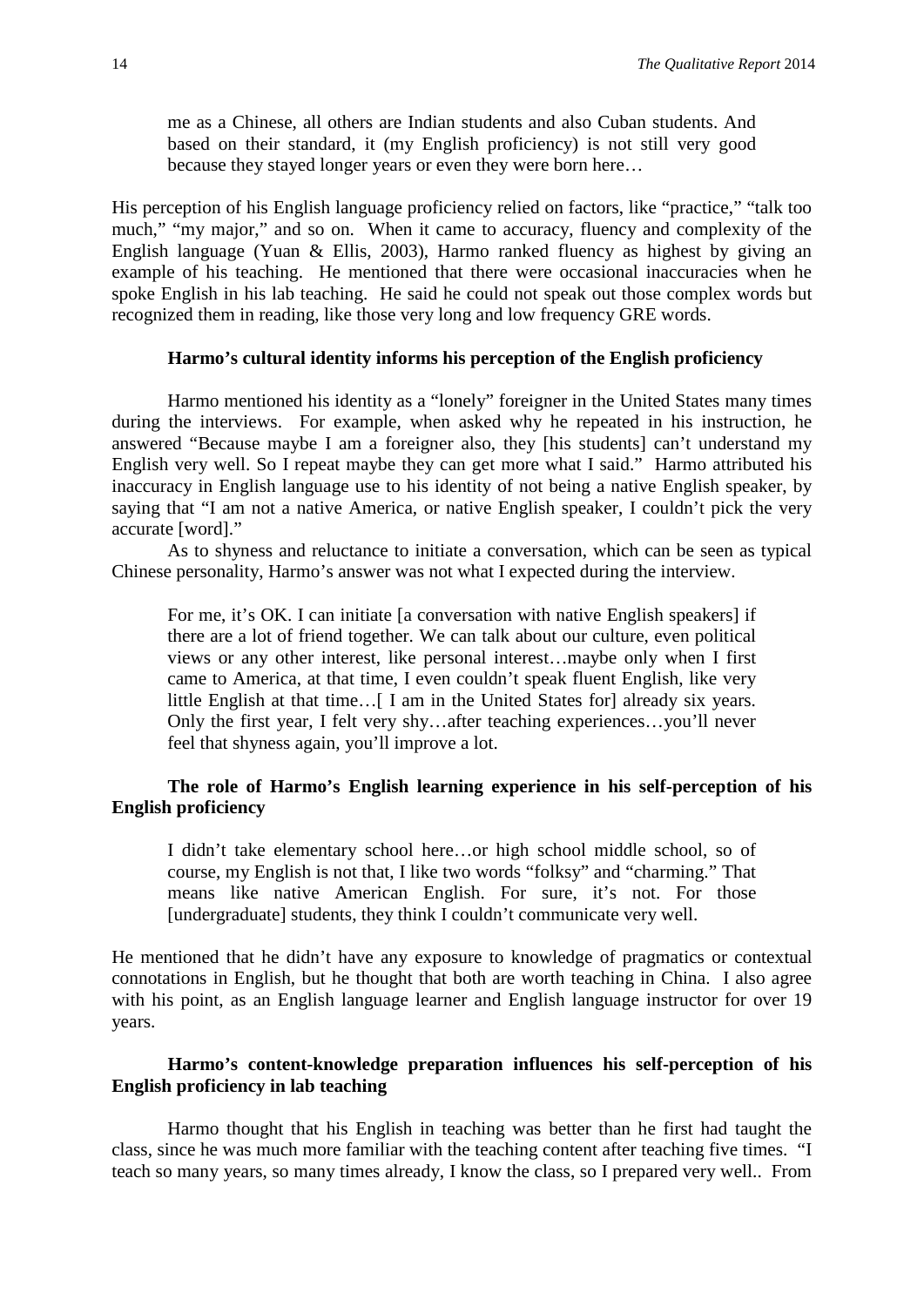> me as a Chinese, all others are Indian students and also Cuban students. And based on their standard, it (my English proficiency) is not still very good because they stayed longer years or even they were born here…

His perception of his English language proficiency relied on factors, like "practice," "talk too much," "my major," and so on. When it came to accuracy, fluency and complexity of the English language (Yuan & Ellis, 2003), Harmo ranked fluency as highest by giving an example of his teaching. He mentioned that there were occasional inaccuracies when he spoke English in his lab teaching. He said he could not speak out those complex words but recognized them in reading, like those very long and low frequency GRE words.

#### Harmo's cultural identity informs his perception of the English proficiency

Harmo mentioned his identity as a "lonely" foreigner in the United States many times during the interviews. For example, when asked why he repeated in his instruction, he answered "Because maybe I am a foreigner also, they [his students] can't understand my English very well. So I repeat maybe they can get more what I said." Harmo attributed his inaccuracy in English language use to his identity of not being a native English speaker, by saying that "I am not a native America, or native English speaker, I couldn't pick the very accurate [word]."

As to shyness and reluctance to initiate a conversation, which can be seen as typical Chinese personality, Harmo's answer was not what I expected during the interview.

> For me, it's OK. I can initiate [a conversation with native English speakers] if there are a lot of friend together. We can talk about our culture, even political views or any other interest, like personal interest…maybe only when I first came to America, at that time, I even couldn't speak fluent English, like very little English at that time…[ I am in the United States for] already six years. Only the first year, I felt very shy…after teaching experiences…you'll never feel that shyness again, you'll improve a lot.

#### The role of Harmo's English learning experience in his self-perception of his English proficiency

> I didn't take elementary school here…or high school middle school, so of course, my English is not that, I like two words "folksy" and "charming." That means like native American English. For sure, it's not. For those [undergraduate] students, they think I couldn't communicate very well.

He mentioned that he didn't have any exposure to knowledge of pragmatics or contextual connotations in English, but he thought that both are worth teaching in China. I also agree with his point, as an English language learner and English language instructor for over 19 years.

#### Harmo's content-knowledge preparation influences his self-perception of his English proficiency in lab teaching

Harmo thought that his English in teaching was better than he first had taught the class, since he was much more familiar with the teaching content after teaching five times. "I teach so many years, so many times already, I know the class, so I prepared very well.. From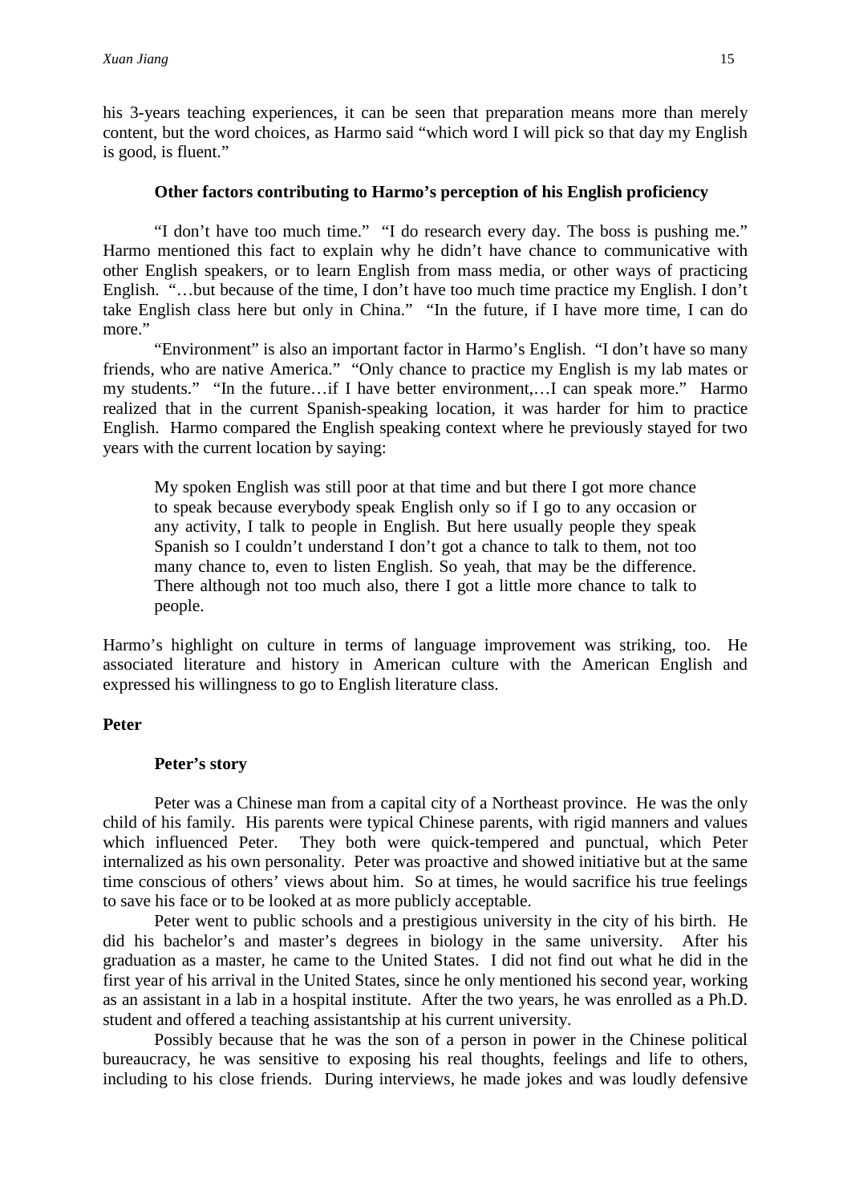his 3-years teaching experiences, it can be seen that preparation means more than merely content, but the word choices, as Harmo said "which word I will pick so that day my English is good, is fluent."

### Other factors contributing to Harmo's perception of his English proficiency

"I don't have too much time." "I do research every day. The boss is pushing me." Harmo mentioned this fact to explain why he didn't have chance to communicative with other English speakers, or to learn English from mass media, or other ways of practicing English. "…but because of the time, I don't have too much time practice my English. I don't take English class here but only in China." "In the future, if I have more time, I can do more."

"Environment" is also an important factor in Harmo's English. "I don't have so many friends, who are native America." "Only chance to practice my English is my lab mates or my students." "In the future…if I have better environment,…I can speak more." Harmo realized that in the current Spanish-speaking location, it was harder for him to practice English. Harmo compared the English speaking context where he previously stayed for two years with the current location by saying:

> My spoken English was still poor at that time and but there I got more chance to speak because everybody speak English only so if I go to any occasion or any activity, I talk to people in English. But here usually people they speak Spanish so I couldn't understand I don't got a chance to talk to them, not too many chance to, even to listen English. So yeah, that may be the difference. There although not too much also, there I got a little more chance to talk to people.

Harmo's highlight on culture in terms of language improvement was striking, too. He associated literature and history in American culture with the American English and expressed his willingness to go to English literature class.

## Peter

### Peter's story

Peter was a Chinese man from a capital city of a Northeast province. He was the only child of his family. His parents were typical Chinese parents, with rigid manners and values which influenced Peter. They both were quick-tempered and punctual, which Peter internalized as his own personality. Peter was proactive and showed initiative but at the same time conscious of others' views about him. So at times, he would sacrifice his true feelings to save his face or to be looked at as more publicly acceptable.

Peter went to public schools and a prestigious university in the city of his birth. He did his bachelor's and master's degrees in biology in the same university. After his graduation as a master, he came to the United States. I did not find out what he did in the first year of his arrival in the United States, since he only mentioned his second year, working as an assistant in a lab in a hospital institute. After the two years, he was enrolled as a Ph.D. student and offered a teaching assistantship at his current university.

Possibly because that he was the son of a person in power in the Chinese political bureaucracy, he was sensitive to exposing his real thoughts, feelings and life to others, including to his close friends. During interviews, he made jokes and was loudly defensive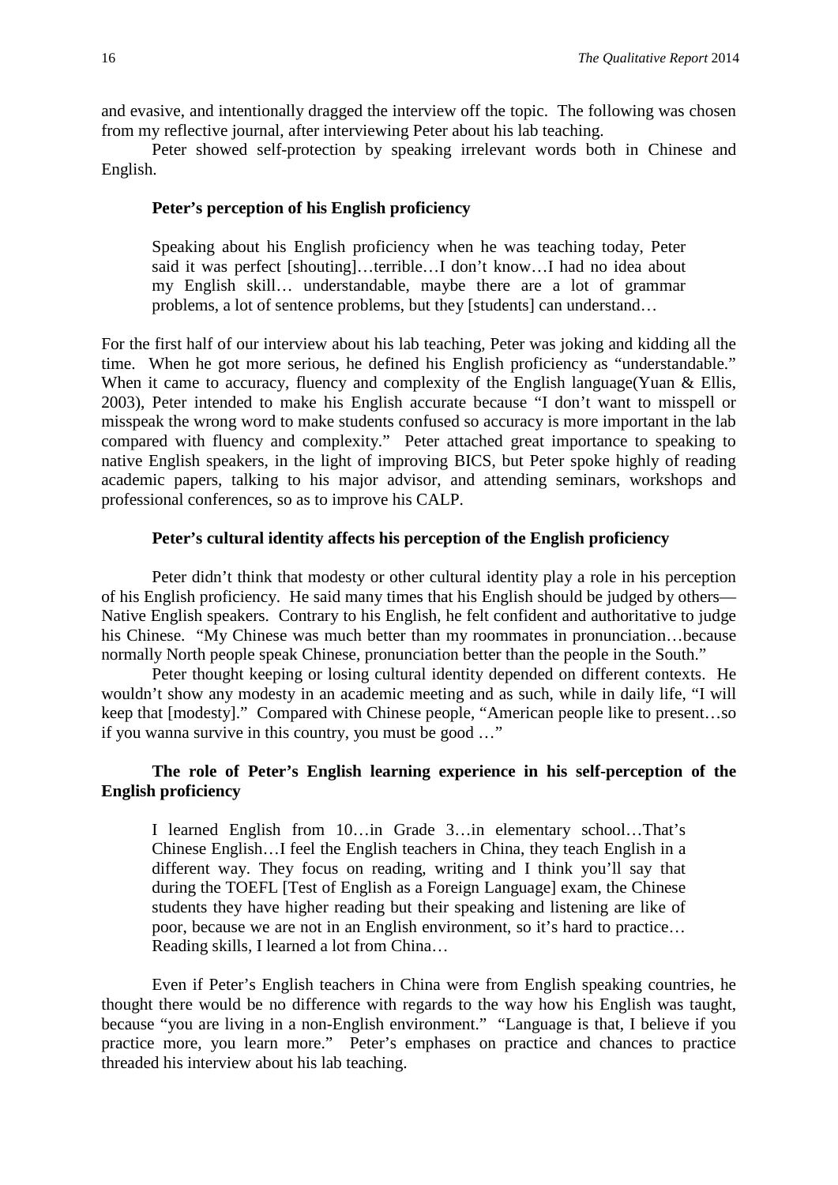and evasive, and intentionally dragged the interview off the topic. The following was chosen from my reflective journal, after interviewing Peter about his lab teaching.

Peter showed self-protection by speaking irrelevant words both in Chinese and English.

> **Peter's perception of his English proficiency**
>
> Speaking about his English proficiency when he was teaching today, Peter said it was perfect [shouting]…terrible…I don't know…I had no idea about my English skill… understandable, maybe there are a lot of grammar problems, a lot of sentence problems, but they [students] can understand…

For the first half of our interview about his lab teaching, Peter was joking and kidding all the time. When he got more serious, he defined his English proficiency as "understandable." When it came to accuracy, fluency and complexity of the English language(Yuan & Ellis, 2003), Peter intended to make his English accurate because "I don't want to misspell or misspeak the wrong word to make students confused so accuracy is more important in the lab compared with fluency and complexity." Peter attached great importance to speaking to native English speakers, in the light of improving BICS, but Peter spoke highly of reading academic papers, talking to his major advisor, and attending seminars, workshops and professional conferences, so as to improve his CALP.

**Peter's cultural identity affects his perception of the English proficiency**

Peter didn't think that modesty or other cultural identity play a role in his perception of his English proficiency. He said many times that his English should be judged by others—Native English speakers. Contrary to his English, he felt confident and authoritative to judge his Chinese. "My Chinese was much better than my roommates in pronunciation…because normally North people speak Chinese, pronunciation better than the people in the South."

Peter thought keeping or losing cultural identity depended on different contexts. He wouldn't show any modesty in an academic meeting and as such, while in daily life, "I will keep that [modesty]." Compared with Chinese people, "American people like to present…so if you wanna survive in this country, you must be good …"

**The role of Peter's English learning experience in his self-perception of the English proficiency**

> I learned English from 10…in Grade 3…in elementary school…That's Chinese English…I feel the English teachers in China, they teach English in a different way. They focus on reading, writing and I think you'll say that during the TOEFL [Test of English as a Foreign Language] exam, the Chinese students they have higher reading but their speaking and listening are like of poor, because we are not in an English environment, so it's hard to practice… Reading skills, I learned a lot from China…

Even if Peter's English teachers in China were from English speaking countries, he thought there would be no difference with regards to the way how his English was taught, because "you are living in a non-English environment." "Language is that, I believe if you practice more, you learn more." Peter's emphases on practice and chances to practice threaded his interview about his lab teaching.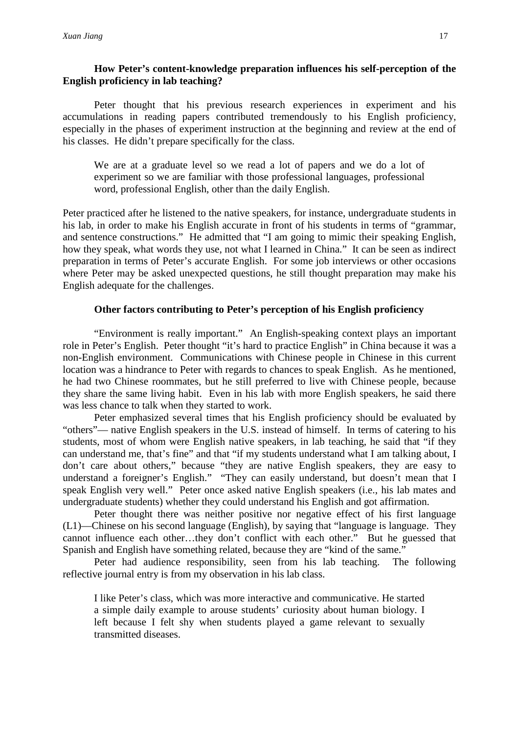**How Peter's content-knowledge preparation influences his self-perception of the English proficiency in lab teaching?**

Peter thought that his previous research experiences in experiment and his accumulations in reading papers contributed tremendously to his English proficiency, especially in the phases of experiment instruction at the beginning and review at the end of his classes. He didn't prepare specifically for the class.

> We are at a graduate level so we read a lot of papers and we do a lot of experiment so we are familiar with those professional languages, professional word, professional English, other than the daily English.

Peter practiced after he listened to the native speakers, for instance, undergraduate students in his lab, in order to make his English accurate in front of his students in terms of "grammar, and sentence constructions." He admitted that "I am going to mimic their speaking English, how they speak, what words they use, not what I learned in China." It can be seen as indirect preparation in terms of Peter's accurate English. For some job interviews or other occasions where Peter may be asked unexpected questions, he still thought preparation may make his English adequate for the challenges.

**Other factors contributing to Peter's perception of his English proficiency**

"Environment is really important." An English-speaking context plays an important role in Peter's English. Peter thought "it's hard to practice English" in China because it was a non-English environment. Communications with Chinese people in Chinese in this current location was a hindrance to Peter with regards to chances to speak English. As he mentioned, he had two Chinese roommates, but he still preferred to live with Chinese people, because they share the same living habit. Even in his lab with more English speakers, he said there was less chance to talk when they started to work.

Peter emphasized several times that his English proficiency should be evaluated by "others"— native English speakers in the U.S. instead of himself. In terms of catering to his students, most of whom were English native speakers, in lab teaching, he said that "if they can understand me, that's fine" and that "if my students understand what I am talking about, I don't care about others," because "they are native English speakers, they are easy to understand a foreigner's English." "They can easily understand, but doesn't mean that I speak English very well." Peter once asked native English speakers (i.e., his lab mates and undergraduate students) whether they could understand his English and got affirmation.

Peter thought there was neither positive nor negative effect of his first language (L1)—Chinese on his second language (English), by saying that "language is language. They cannot influence each other…they don't conflict with each other." But he guessed that Spanish and English have something related, because they are "kind of the same."

Peter had audience responsibility, seen from his lab teaching. The following reflective journal entry is from my observation in his lab class.

> I like Peter's class, which was more interactive and communicative. He started a simple daily example to arouse students' curiosity about human biology. I left because I felt shy when students played a game relevant to sexually transmitted diseases.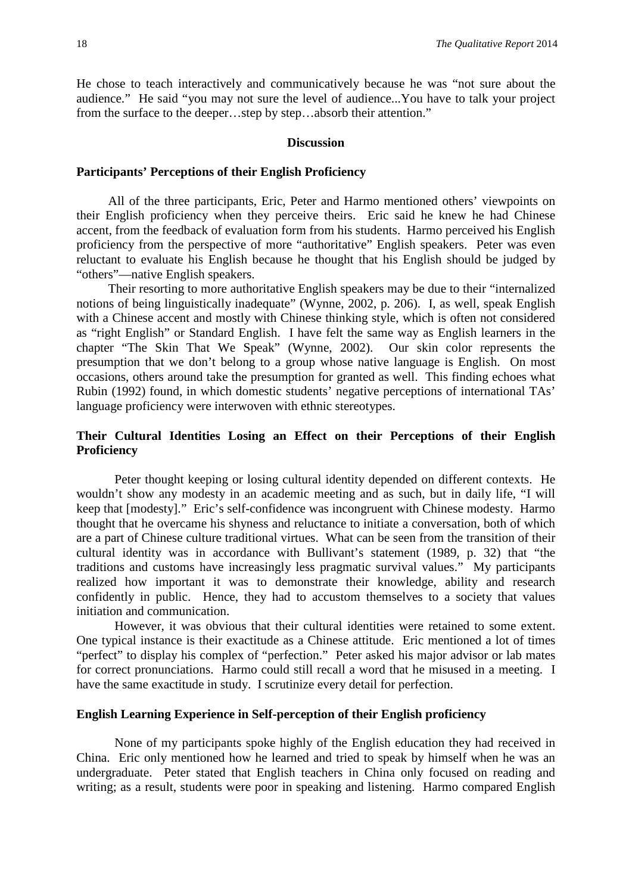He chose to teach interactively and communicatively because he was "not sure about the audience." He said "you may not sure the level of audience...You have to talk your project from the surface to the deeper…step by step…absorb their attention."

## Discussion

### Participants' Perceptions of their English Proficiency

All of the three participants, Eric, Peter and Harmo mentioned others' viewpoints on their English proficiency when they perceive theirs. Eric said he knew he had Chinese accent, from the feedback of evaluation form from his students. Harmo perceived his English proficiency from the perspective of more "authoritative" English speakers. Peter was even reluctant to evaluate his English because he thought that his English should be judged by "others"—native English speakers.

Their resorting to more authoritative English speakers may be due to their "internalized notions of being linguistically inadequate" (Wynne, 2002, p. 206). I, as well, speak English with a Chinese accent and mostly with Chinese thinking style, which is often not considered as "right English" or Standard English. I have felt the same way as English learners in the chapter "The Skin That We Speak" (Wynne, 2002). Our skin color represents the presumption that we don't belong to a group whose native language is English. On most occasions, others around take the presumption for granted as well. This finding echoes what Rubin (1992) found, in which domestic students' negative perceptions of international TAs' language proficiency were interwoven with ethnic stereotypes.

### Their Cultural Identities Losing an Effect on their Perceptions of their English Proficiency

Peter thought keeping or losing cultural identity depended on different contexts. He wouldn't show any modesty in an academic meeting and as such, but in daily life, "I will keep that [modesty]." Eric's self-confidence was incongruent with Chinese modesty. Harmo thought that he overcame his shyness and reluctance to initiate a conversation, both of which are a part of Chinese culture traditional virtues. What can be seen from the transition of their cultural identity was in accordance with Bullivant's statement (1989, p. 32) that "the traditions and customs have increasingly less pragmatic survival values." My participants realized how important it was to demonstrate their knowledge, ability and research confidently in public. Hence, they had to accustom themselves to a society that values initiation and communication.

However, it was obvious that their cultural identities were retained to some extent. One typical instance is their exactitude as a Chinese attitude. Eric mentioned a lot of times "perfect" to display his complex of "perfection." Peter asked his major advisor or lab mates for correct pronunciations. Harmo could still recall a word that he misused in a meeting. I have the same exactitude in study. I scrutinize every detail for perfection.

### English Learning Experience in Self-perception of their English proficiency

None of my participants spoke highly of the English education they had received in China. Eric only mentioned how he learned and tried to speak by himself when he was an undergraduate. Peter stated that English teachers in China only focused on reading and writing; as a result, students were poor in speaking and listening. Harmo compared English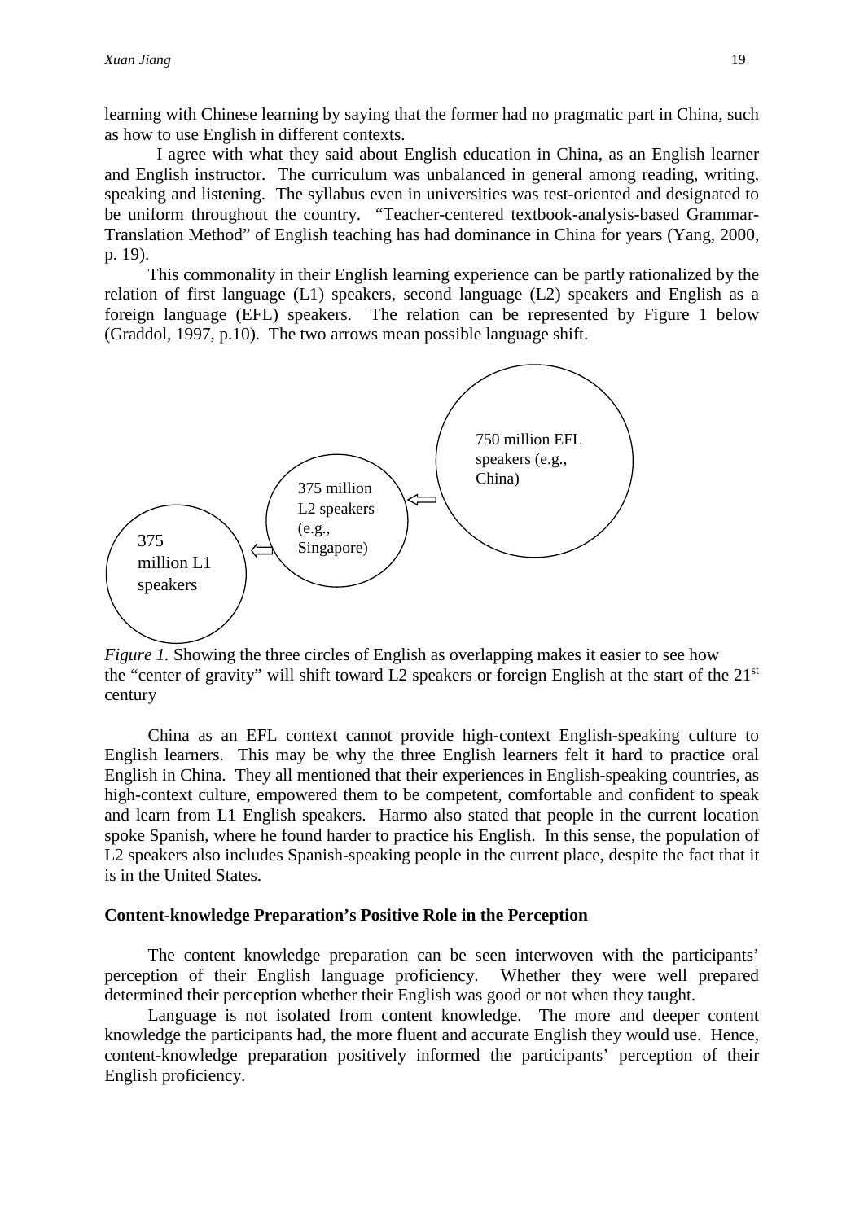learning with Chinese learning by saying that the former had no pragmatic part in China, such as how to use English in different contexts.

I agree with what they said about English education in China, as an English learner and English instructor. The curriculum was unbalanced in general among reading, writing, speaking and listening. The syllabus even in universities was test-oriented and designated to be uniform throughout the country. "Teacher-centered textbook-analysis-based Grammar-Translation Method" of English teaching has had dominance in China for years (Yang, 2000, p. 19).

This commonality in their English learning experience can be partly rationalized by the relation of first language (L1) speakers, second language (L2) speakers and English as a foreign language (EFL) speakers. The relation can be represented by Figure 1 below (Graddol, 1997, p.10). The two arrows mean possible language shift.

375 million L1 speakers ⇦ 375 million L2 speakers (e.g., Singapore) ⇦ 750 million EFL speakers (e.g., China)

*Figure 1.* Showing the three circles of English as overlapping makes it easier to see how the "center of gravity" will shift toward L2 speakers or foreign English at the start of the 21st century

China as an EFL context cannot provide high-context English-speaking culture to English learners. This may be why the three English learners felt it hard to practice oral English in China. They all mentioned that their experiences in English-speaking countries, as high-context culture, empowered them to be competent, comfortable and confident to speak and learn from L1 English speakers. Harmo also stated that people in the current location spoke Spanish, where he found harder to practice his English. In this sense, the population of L2 speakers also includes Spanish-speaking people in the current place, despite the fact that it is in the United States.

**Content-knowledge Preparation's Positive Role in the Perception**

The content knowledge preparation can be seen interwoven with the participants' perception of their English language proficiency. Whether they were well prepared determined their perception whether their English was good or not when they taught.

Language is not isolated from content knowledge. The more and deeper content knowledge the participants had, the more fluent and accurate English they would use. Hence, content-knowledge preparation positively informed the participants' perception of their English proficiency.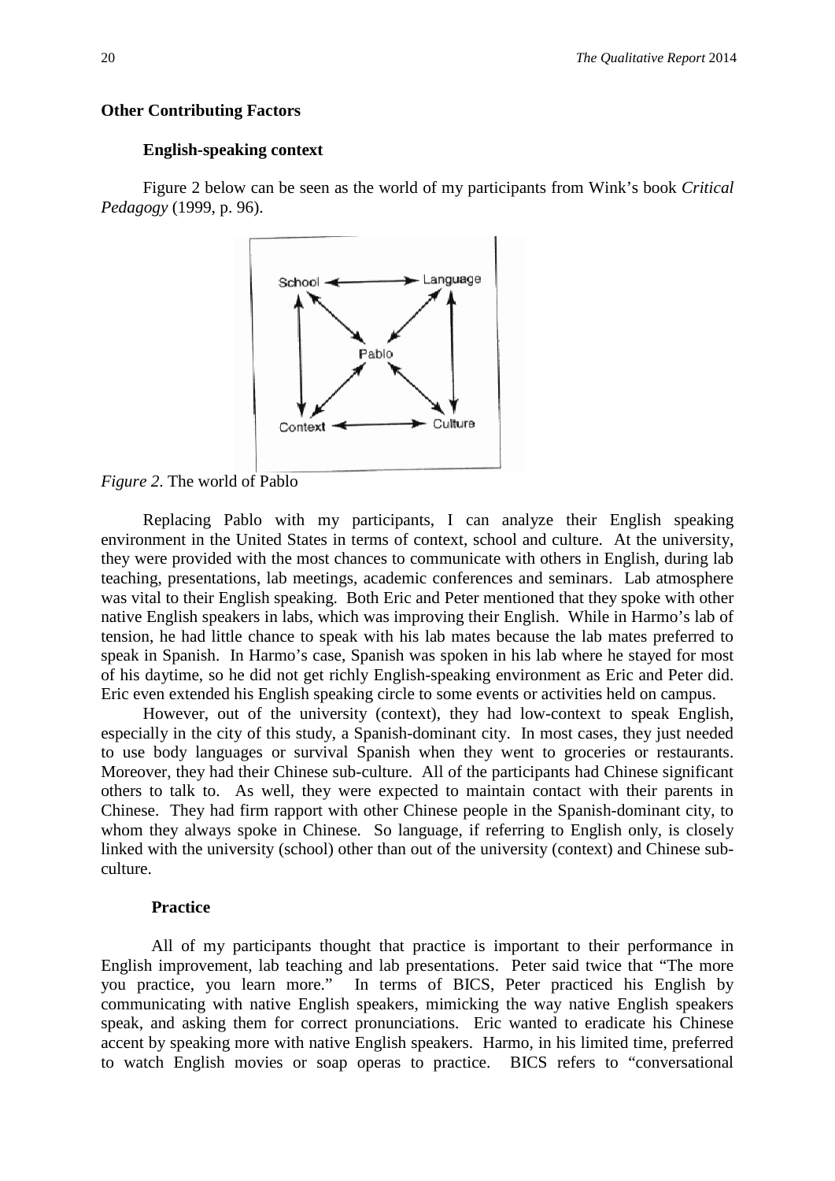## Other Contributing Factors

### English-speaking context

Figure 2 below can be seen as the world of my participants from Wink's book *Critical Pedagogy* (1999, p. 96).

*Figure 2*. The world of Pablo

Replacing Pablo with my participants, I can analyze their English speaking environment in the United States in terms of context, school and culture. At the university, they were provided with the most chances to communicate with others in English, during lab teaching, presentations, lab meetings, academic conferences and seminars. Lab atmosphere was vital to their English speaking. Both Eric and Peter mentioned that they spoke with other native English speakers in labs, which was improving their English. While in Harmo's lab of tension, he had little chance to speak with his lab mates because the lab mates preferred to speak in Spanish. In Harmo's case, Spanish was spoken in his lab where he stayed for most of his daytime, so he did not get richly English-speaking environment as Eric and Peter did. Eric even extended his English speaking circle to some events or activities held on campus.

However, out of the university (context), they had low-context to speak English, especially in the city of this study, a Spanish-dominant city. In most cases, they just needed to use body languages or survival Spanish when they went to groceries or restaurants. Moreover, they had their Chinese sub-culture. All of the participants had Chinese significant others to talk to. As well, they were expected to maintain contact with their parents in Chinese. They had firm rapport with other Chinese people in the Spanish-dominant city, to whom they always spoke in Chinese. So language, if referring to English only, is closely linked with the university (school) other than out of the university (context) and Chinese sub-culture.

### Practice

All of my participants thought that practice is important to their performance in English improvement, lab teaching and lab presentations. Peter said twice that "The more you practice, you learn more." In terms of BICS, Peter practiced his English by communicating with native English speakers, mimicking the way native English speakers speak, and asking them for correct pronunciations. Eric wanted to eradicate his Chinese accent by speaking more with native English speakers. Harmo, in his limited time, preferred to watch English movies or soap operas to practice. BICS refers to "conversational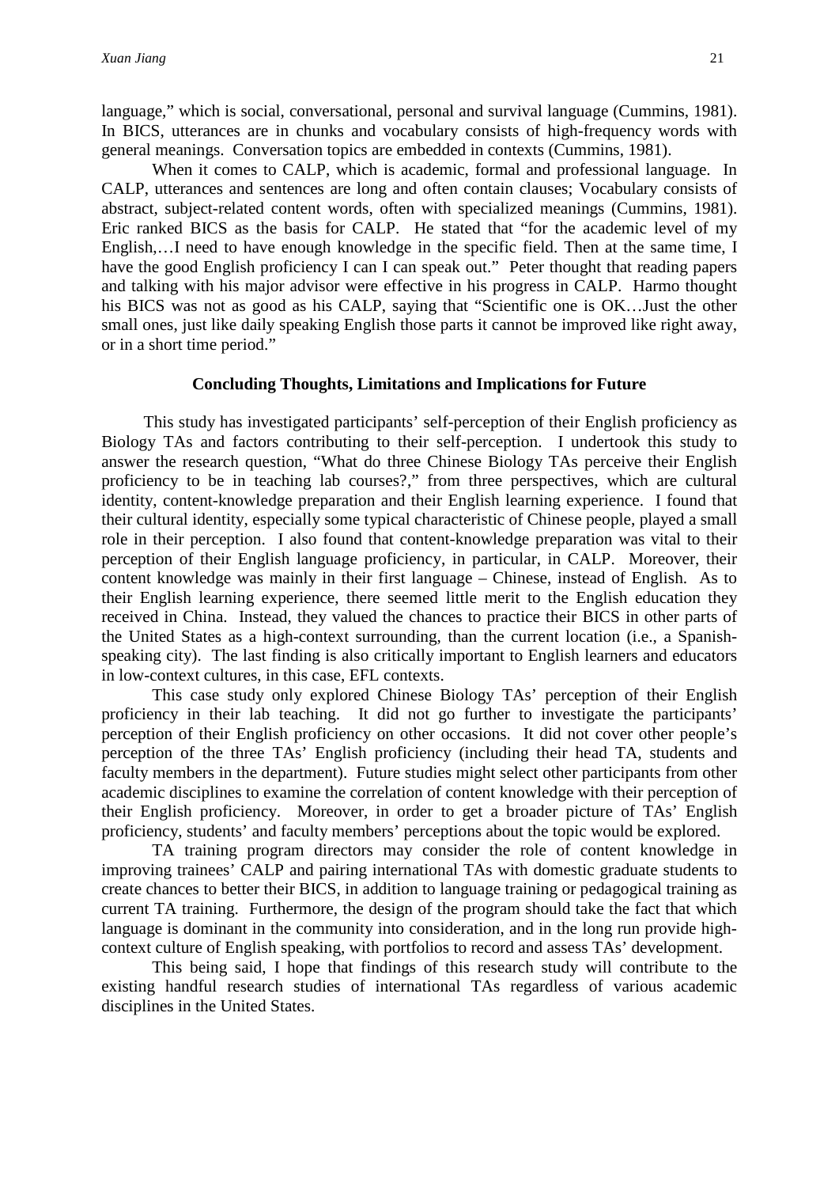language," which is social, conversational, personal and survival language (Cummins, 1981). In BICS, utterances are in chunks and vocabulary consists of high-frequency words with general meanings. Conversation topics are embedded in contexts (Cummins, 1981).

When it comes to CALP, which is academic, formal and professional language. In CALP, utterances and sentences are long and often contain clauses; Vocabulary consists of abstract, subject-related content words, often with specialized meanings (Cummins, 1981). Eric ranked BICS as the basis for CALP. He stated that "for the academic level of my English,…I need to have enough knowledge in the specific field. Then at the same time, I have the good English proficiency I can I can speak out." Peter thought that reading papers and talking with his major advisor were effective in his progress in CALP. Harmo thought his BICS was not as good as his CALP, saying that "Scientific one is OK…Just the other small ones, just like daily speaking English those parts it cannot be improved like right away, or in a short time period."

## Concluding Thoughts, Limitations and Implications for Future

This study has investigated participants' self-perception of their English proficiency as Biology TAs and factors contributing to their self-perception. I undertook this study to answer the research question, "What do three Chinese Biology TAs perceive their English proficiency to be in teaching lab courses?," from three perspectives, which are cultural identity, content-knowledge preparation and their English learning experience. I found that their cultural identity, especially some typical characteristic of Chinese people, played a small role in their perception. I also found that content-knowledge preparation was vital to their perception of their English language proficiency, in particular, in CALP. Moreover, their content knowledge was mainly in their first language – Chinese, instead of English. As to their English learning experience, there seemed little merit to the English education they received in China. Instead, they valued the chances to practice their BICS in other parts of the United States as a high-context surrounding, than the current location (i.e., a Spanish-speaking city). The last finding is also critically important to English learners and educators in low-context cultures, in this case, EFL contexts.

This case study only explored Chinese Biology TAs' perception of their English proficiency in their lab teaching. It did not go further to investigate the participants' perception of their English proficiency on other occasions. It did not cover other people's perception of the three TAs' English proficiency (including their head TA, students and faculty members in the department). Future studies might select other participants from other academic disciplines to examine the correlation of content knowledge with their perception of their English proficiency. Moreover, in order to get a broader picture of TAs' English proficiency, students' and faculty members' perceptions about the topic would be explored.

TA training program directors may consider the role of content knowledge in improving trainees' CALP and pairing international TAs with domestic graduate students to create chances to better their BICS, in addition to language training or pedagogical training as current TA training. Furthermore, the design of the program should take the fact that which language is dominant in the community into consideration, and in the long run provide high-context culture of English speaking, with portfolios to record and assess TAs' development.

This being said, I hope that findings of this research study will contribute to the existing handful research studies of international TAs regardless of various academic disciplines in the United States.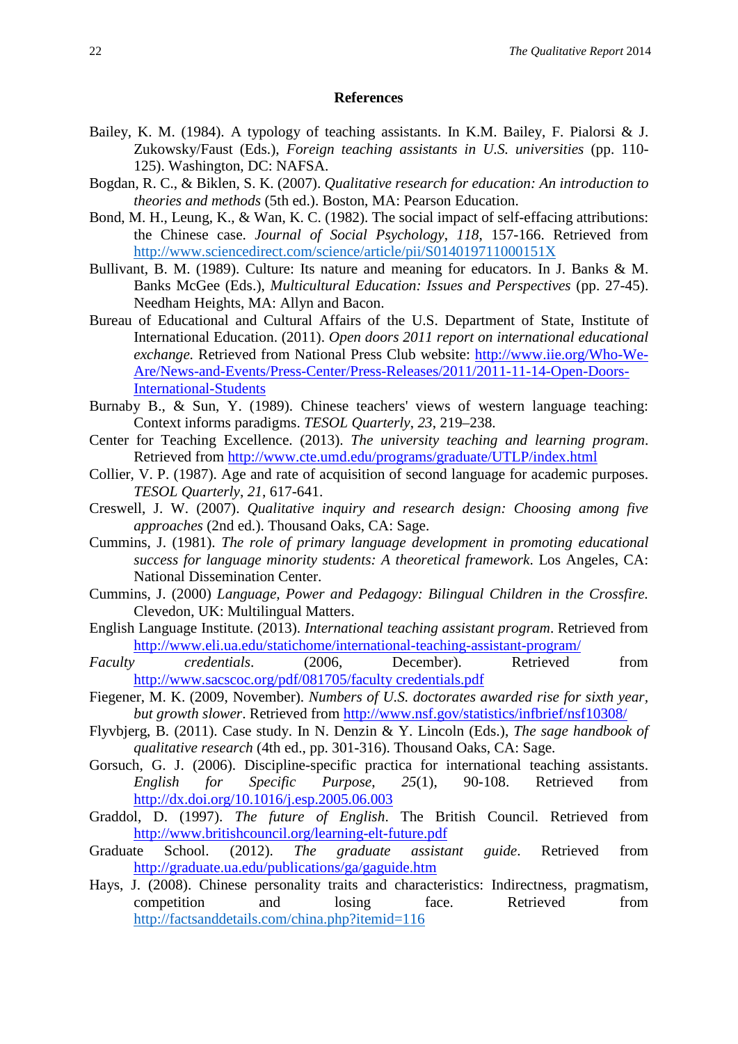## References

Bailey, K. M. (1984). A typology of teaching assistants. In K.M. Bailey, F. Pialorsi & J. Zukowsky/Faust (Eds.), *Foreign teaching assistants in U.S. universities* (pp. 110-125). Washington, DC: NAFSA.

Bogdan, R. C., & Biklen, S. K. (2007). *Qualitative research for education: An introduction to theories and methods* (5th ed.). Boston, MA: Pearson Education.

Bond, M. H., Leung, K., & Wan, K. C. (1982). The social impact of self-effacing attributions: the Chinese case. *Journal of Social Psychology*, *118*, 157-166. Retrieved from http://www.sciencedirect.com/science/article/pii/S014019711000151X

Bullivant, B. M. (1989). Culture: Its nature and meaning for educators. In J. Banks & M. Banks McGee (Eds.), *Multicultural Education: Issues and Perspectives* (pp. 27-45). Needham Heights, MA: Allyn and Bacon.

Bureau of Educational and Cultural Affairs of the U.S. Department of State, Institute of International Education. (2011). *Open doors 2011 report on international educational exchange.* Retrieved from National Press Club website: http://www.iie.org/Who-We-Are/News-and-Events/Press-Center/Press-Releases/2011/2011-11-14-Open-Doors-International-Students

Burnaby B., & Sun, Y. (1989). Chinese teachers' views of western language teaching: Context informs paradigms. *TESOL Quarterly*, *23*, 219–238.

Center for Teaching Excellence. (2013). *The university teaching and learning program*. Retrieved from http://www.cte.umd.edu/programs/graduate/UTLP/index.html

Collier, V. P. (1987). Age and rate of acquisition of second language for academic purposes. *TESOL Quarterly*, *21*, 617-641.

Creswell, J. W. (2007). *Qualitative inquiry and research design: Choosing among five approaches* (2nd ed.). Thousand Oaks, CA: Sage.

Cummins, J. (1981). *The role of primary language development in promoting educational success for language minority students: A theoretical framework*. Los Angeles, CA: National Dissemination Center.

Cummins, J. (2000) *Language, Power and Pedagogy: Bilingual Children in the Crossfire.* Clevedon, UK: Multilingual Matters.

English Language Institute. (2013). *International teaching assistant program*. Retrieved from http://www.eli.ua.edu/statichome/international-teaching-assistant-program/

*Faculty credentials*. (2006, December). Retrieved from http://www.sacscoc.org/pdf/081705/faculty credentials.pdf

Fiegener, M. K. (2009, November). *Numbers of U.S. doctorates awarded rise for sixth year, but growth slower*. Retrieved from http://www.nsf.gov/statistics/infbrief/nsf10308/

Flyvbjerg, B. (2011). Case study. In N. Denzin & Y. Lincoln (Eds.), *The sage handbook of qualitative research* (4th ed., pp. 301-316). Thousand Oaks, CA: Sage.

Gorsuch, G. J. (2006). Discipline-specific practica for international teaching assistants. *English for Specific Purpose*, *25*(1), 90-108. Retrieved from http://dx.doi.org/10.1016/j.esp.2005.06.003

Graddol, D. (1997). *The future of English*. The British Council. Retrieved from http://www.britishcouncil.org/learning-elt-future.pdf

Graduate School. (2012). *The graduate assistant guide*. Retrieved from http://graduate.ua.edu/publications/ga/gaguide.htm

Hays, J. (2008). Chinese personality traits and characteristics: Indirectness, pragmatism, competition and losing face. Retrieved from http://factsanddetails.com/china.php?itemid=116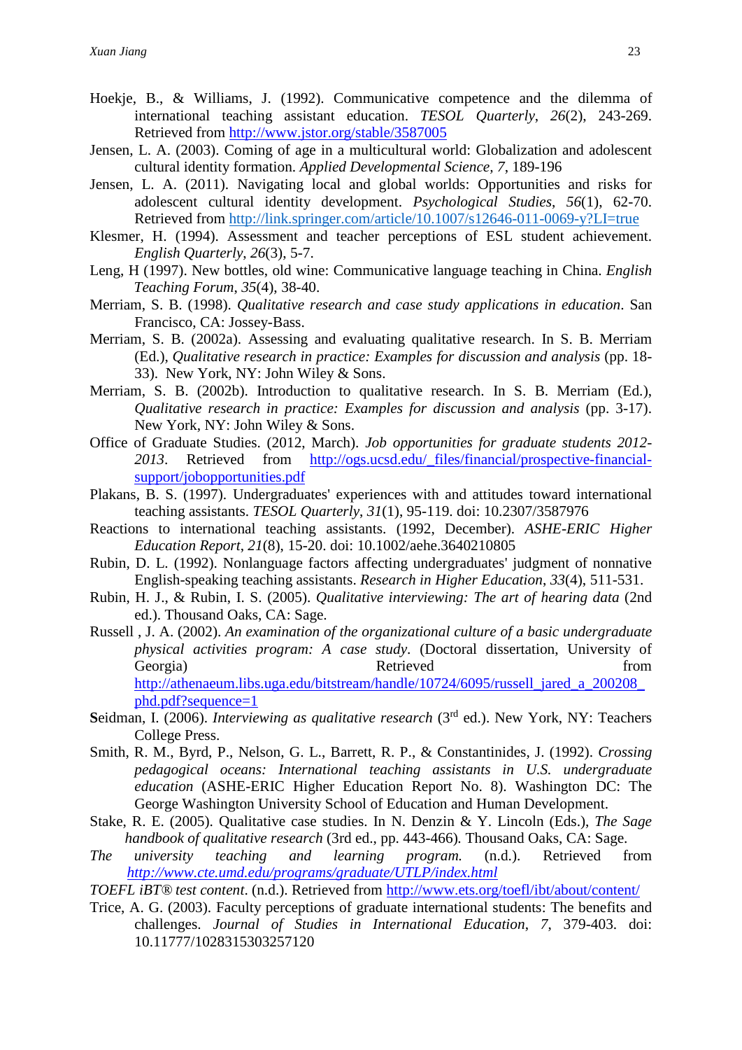Hoekje, B., & Williams, J. (1992). Communicative competence and the dilemma of international teaching assistant education. *TESOL Quarterly*, *26*(2), 243-269. Retrieved from http://www.jstor.org/stable/3587005

Jensen, L. A. (2003). Coming of age in a multicultural world: Globalization and adolescent cultural identity formation. *Applied Developmental Science, 7*, 189-196

Jensen, L. A. (2011). Navigating local and global worlds: Opportunities and risks for adolescent cultural identity development. *Psychological Studies*, *56*(1), 62-70. Retrieved from http://link.springer.com/article/10.1007/s12646-011-0069-y?LI=true

Klesmer, H. (1994). Assessment and teacher perceptions of ESL student achievement. *English Quarterly*, *26*(3), 5-7.

Leng, H (1997). New bottles, old wine: Communicative language teaching in China. *English Teaching Forum*, *35*(4), 38-40.

Merriam, S. B. (1998). *Qualitative research and case study applications in education*. San Francisco, CA: Jossey-Bass.

Merriam, S. B. (2002a). Assessing and evaluating qualitative research. In S. B. Merriam (Ed.), *Qualitative research in practice: Examples for discussion and analysis* (pp. 18-33). New York, NY: John Wiley & Sons.

Merriam, S. B. (2002b). Introduction to qualitative research. In S. B. Merriam (Ed.), *Qualitative research in practice: Examples for discussion and analysis* (pp. 3-17). New York, NY: John Wiley & Sons.

Office of Graduate Studies. (2012, March). *Job opportunities for graduate students 2012-2013*. Retrieved from http://ogs.ucsd.edu/_files/financial/prospective-financial-support/jobopportunities.pdf

Plakans, B. S. (1997). Undergraduates' experiences with and attitudes toward international teaching assistants. *TESOL Quarterly*, *31*(1), 95-119. doi: 10.2307/3587976

Reactions to international teaching assistants. (1992, December). *ASHE-ERIC Higher Education Report*, *21*(8), 15-20. doi: 10.1002/aehe.3640210805

Rubin, D. L. (1992). Nonlanguage factors affecting undergraduates' judgment of nonnative English-speaking teaching assistants. *Research in Higher Education*, *33*(4), 511-531.

Rubin, H. J., & Rubin, I. S. (2005). *Qualitative interviewing: The art of hearing data* (2nd ed.). Thousand Oaks, CA: Sage.

Russell , J. A. (2002). *An examination of the organizational culture of a basic undergraduate physical activities program: A case study*. (Doctoral dissertation, University of Georgia) Retrieved from http://athenaeum.libs.uga.edu/bitstream/handle/10724/6095/russell_jared_a_200208_phd.pdf?sequence=1

Seidman, I. (2006). *Interviewing as qualitative research* (3rd ed.). New York, NY: Teachers College Press.

Smith, R. M., Byrd, P., Nelson, G. L., Barrett, R. P., & Constantinides, J. (1992). *Crossing pedagogical oceans: International teaching assistants in U.S. undergraduate education* (ASHE-ERIC Higher Education Report No. 8). Washington DC: The George Washington University School of Education and Human Development.

Stake, R. E. (2005). Qualitative case studies. In N. Denzin & Y. Lincoln (Eds.), *The Sage handbook of qualitative research* (3rd ed., pp. 443-466). Thousand Oaks, CA: Sage.

*The university teaching and learning program.* (n.d.). Retrieved from *http://www.cte.umd.edu/programs/graduate/UTLP/index.html*

*TOEFL iBT® test content*. (n.d.). Retrieved from http://www.ets.org/toefl/ibt/about/content/

Trice, A. G. (2003). Faculty perceptions of graduate international students: The benefits and challenges. *Journal of Studies in International Education*, *7*, 379-403. doi: 10.11777/1028315303257120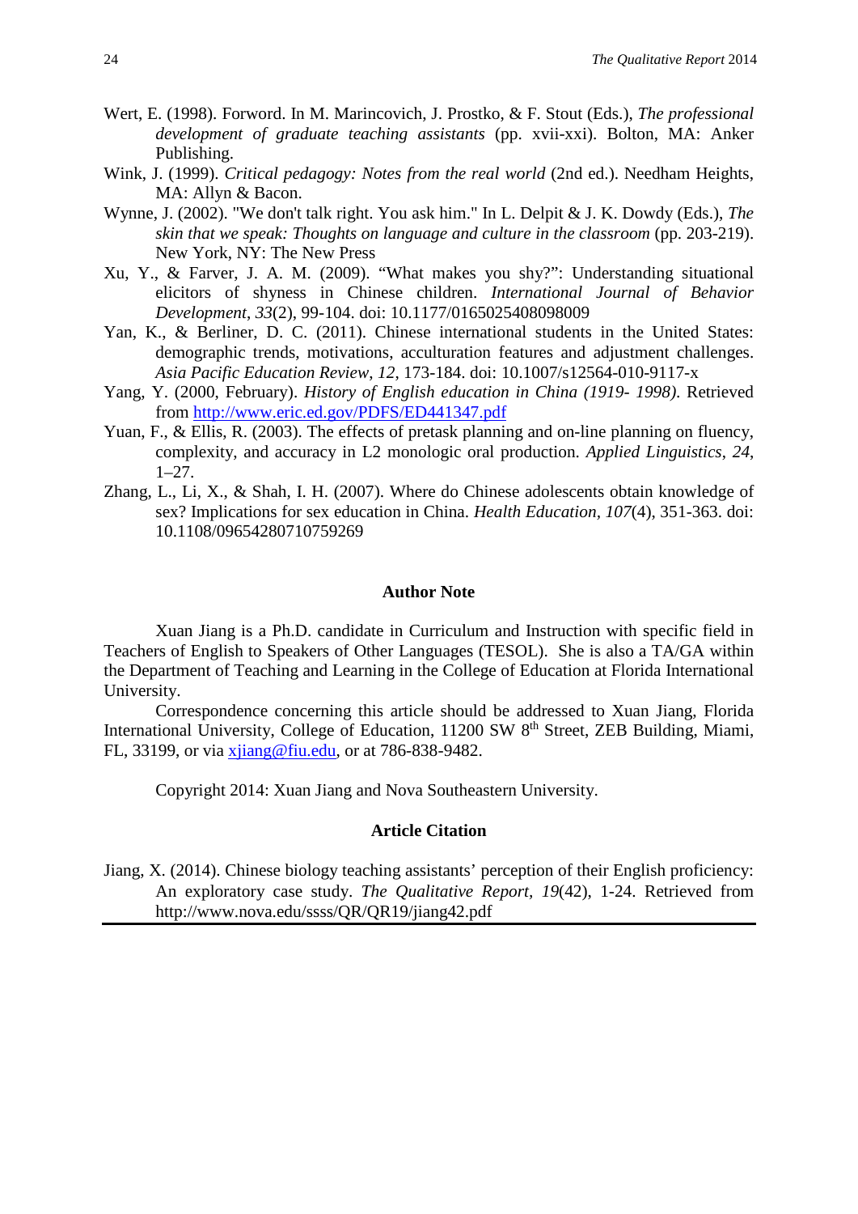Wert, E. (1998). Forword. In M. Marincovich, J. Prostko, & F. Stout (Eds.), *The professional development of graduate teaching assistants* (pp. xvii-xxi). Bolton, MA: Anker Publishing.

Wink, J. (1999). *Critical pedagogy: Notes from the real world* (2nd ed.). Needham Heights, MA: Allyn & Bacon.

Wynne, J. (2002). "We don't talk right. You ask him." In L. Delpit & J. K. Dowdy (Eds.), *The skin that we speak: Thoughts on language and culture in the classroom* (pp. 203-219). New York, NY: The New Press

Xu, Y., & Farver, J. A. M. (2009). "What makes you shy?": Understanding situational elicitors of shyness in Chinese children. *International Journal of Behavior Development*, *33*(2), 99-104. doi: 10.1177/0165025408098009

Yan, K., & Berliner, D. C. (2011). Chinese international students in the United States: demographic trends, motivations, acculturation features and adjustment challenges. *Asia Pacific Education Review*, *12*, 173-184. doi: 10.1007/s12564-010-9117-x

Yang, Y. (2000, February). *History of English education in China (1919- 1998)*. Retrieved from http://www.eric.ed.gov/PDFS/ED441347.pdf

Yuan, F., & Ellis, R. (2003). The effects of pretask planning and on-line planning on fluency, complexity, and accuracy in L2 monologic oral production. *Applied Linguistics*, *24*, 1–27.

Zhang, L., Li, X., & Shah, I. H. (2007). Where do Chinese adolescents obtain knowledge of sex? Implications for sex education in China. *Health Education*, *107*(4), 351-363. doi: 10.1108/09654280710759269

## Author Note

Xuan Jiang is a Ph.D. candidate in Curriculum and Instruction with specific field in Teachers of English to Speakers of Other Languages (TESOL). She is also a TA/GA within the Department of Teaching and Learning in the College of Education at Florida International University.

Correspondence concerning this article should be addressed to Xuan Jiang, Florida International University, College of Education, 11200 SW 8th Street, ZEB Building, Miami, FL, 33199, or via xjiang@fiu.edu, or at 786-838-9482.

Copyright 2014: Xuan Jiang and Nova Southeastern University.

## Article Citation

Jiang, X. (2014). Chinese biology teaching assistants' perception of their English proficiency: An exploratory case study. *The Qualitative Report*, *19*(42), 1-24. Retrieved from http://www.nova.edu/ssss/QR/QR19/jiang42.pdf